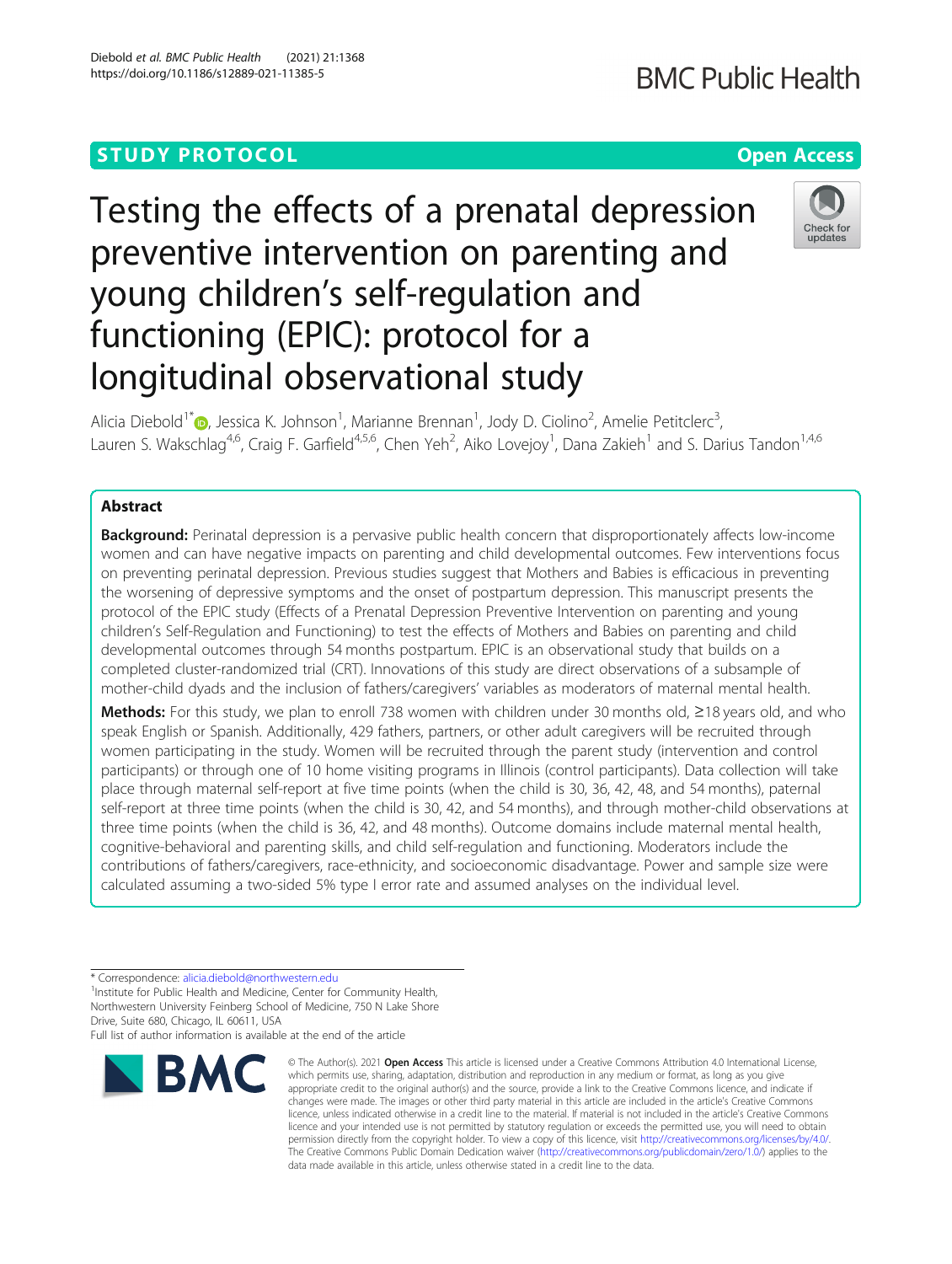STUDY PROTOCOL

Open Access

# Testing the effects of a prenatal depression preventive intervention on parenting and young children's self-regulation and functioning (EPIC): protocol for a longitudinal observational study

Alicia Diebold[1*], Jessica K. Johnson[1], Marianne Brennan[1], Jody D. Ciolino[2], Amelie Petitclerc[3], Lauren S. Wakschlag[4,6], Craig F. Garfield[4,5,6], Chen Yeh[2], Aiko Lovejoy[1], Dana Zakieh[1] and S. Darius Tandon[1,4,6]

## Abstract

**Background:** Perinatal depression is a pervasive public health concern that disproportionately affects low-income women and can have negative impacts on parenting and child developmental outcomes. Few interventions focus on preventing perinatal depression. Previous studies suggest that Mothers and Babies is efficacious in preventing the worsening of depressive symptoms and the onset of postpartum depression. This manuscript presents the protocol of the EPIC study (Effects of a Prenatal Depression Preventive Intervention on parenting and young children's Self-Regulation and Functioning) to test the effects of Mothers and Babies on parenting and child developmental outcomes through 54 months postpartum. EPIC is an observational study that builds on a completed cluster-randomized trial (CRT). Innovations of this study are direct observations of a subsample of mother-child dyads and the inclusion of fathers/caregivers' variables as moderators of maternal mental health.

**Methods:** For this study, we plan to enroll 738 women with children under 30 months old, ≥18 years old, and who speak English or Spanish. Additionally, 429 fathers, partners, or other adult caregivers will be recruited through women participating in the study. Women will be recruited through the parent study (intervention and control participants) or through one of 10 home visiting programs in Illinois (control participants). Data collection will take place through maternal self-report at five time points (when the child is 30, 36, 42, 48, and 54 months), paternal self-report at three time points (when the child is 30, 42, and 54 months), and through mother-child observations at three time points (when the child is 36, 42, and 48 months). Outcome domains include maternal mental health, cognitive-behavioral and parenting skills, and child self-regulation and functioning. Moderators include the contributions of fathers/caregivers, race-ethnicity, and socioeconomic disadvantage. Power and sample size were calculated assuming a two-sided 5% type I error rate and assumed analyses on the individual level.

\* Correspondence: alicia.diebold@northwestern.edu

[1]Institute for Public Health and Medicine, Center for Community Health, Northwestern University Feinberg School of Medicine, 750 N Lake Shore Drive, Suite 680, Chicago, IL 60611, USA

Full list of author information is available at the end of the article

© The Author(s). 2021 **Open Access** This article is licensed under a Creative Commons Attribution 4.0 International License, which permits use, sharing, adaptation, distribution and reproduction in any medium or format, as long as you give appropriate credit to the original author(s) and the source, provide a link to the Creative Commons licence, and indicate if changes were made. The images or other third party material in this article are included in the article's Creative Commons licence, unless indicated otherwise in a credit line to the material. If material is not included in the article's Creative Commons licence and your intended use is not permitted by statutory regulation or exceeds the permitted use, you will need to obtain permission directly from the copyright holder. To view a copy of this licence, visit http://creativecommons.org/licenses/by/4.0/. The Creative Commons Public Domain Dedication waiver (http://creativecommons.org/publicdomain/zero/1.0/) applies to the data made available in this article, unless otherwise stated in a credit line to the data.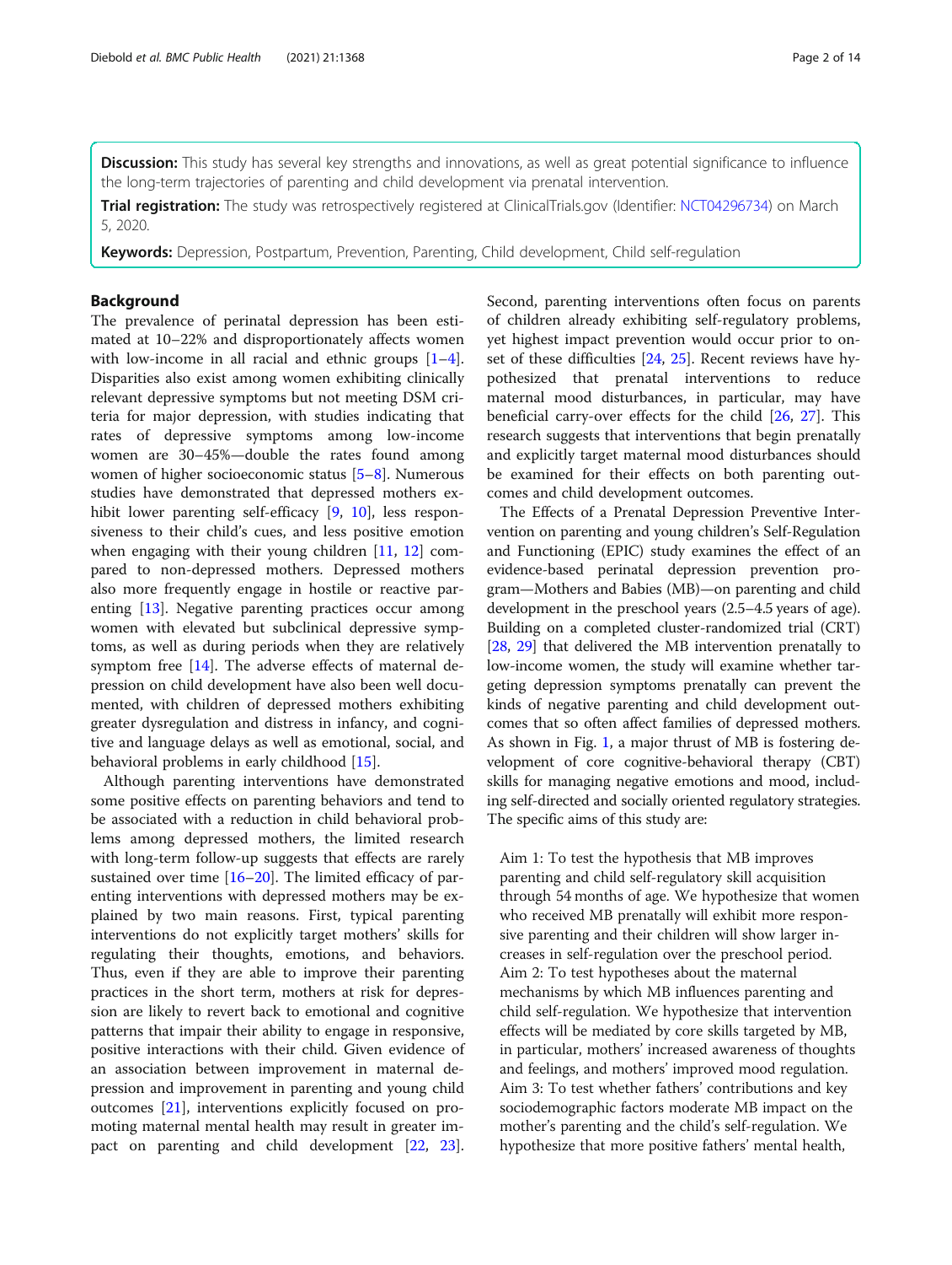**Discussion:** This study has several key strengths and innovations, as well as great potential significance to influence the long-term trajectories of parenting and child development via prenatal intervention.

**Trial registration:** The study was retrospectively registered at ClinicalTrials.gov (Identifier: NCT04296734) on March 5, 2020.

**Keywords:** Depression, Postpartum, Prevention, Parenting, Child development, Child self-regulation

## Background

The prevalence of perinatal depression has been estimated at 10–22% and disproportionately affects women with low-income in all racial and ethnic groups [1–4]. Disparities also exist among women exhibiting clinically relevant depressive symptoms but not meeting DSM criteria for major depression, with studies indicating that rates of depressive symptoms among low-income women are 30–45%—double the rates found among women of higher socioeconomic status [5–8]. Numerous studies have demonstrated that depressed mothers exhibit lower parenting self-efficacy [9, 10], less responsiveness to their child's cues, and less positive emotion when engaging with their young children [11, 12] compared to non-depressed mothers. Depressed mothers also more frequently engage in hostile or reactive parenting [13]. Negative parenting practices occur among women with elevated but subclinical depressive symptoms, as well as during periods when they are relatively symptom free [14]. The adverse effects of maternal depression on child development have also been well documented, with children of depressed mothers exhibiting greater dysregulation and distress in infancy, and cognitive and language delays as well as emotional, social, and behavioral problems in early childhood [15].

Although parenting interventions have demonstrated some positive effects on parenting behaviors and tend to be associated with a reduction in child behavioral problems among depressed mothers, the limited research with long-term follow-up suggests that effects are rarely sustained over time [16–20]. The limited efficacy of parenting interventions with depressed mothers may be explained by two main reasons. First, typical parenting interventions do not explicitly target mothers' skills for regulating their thoughts, emotions, and behaviors. Thus, even if they are able to improve their parenting practices in the short term, mothers at risk for depression are likely to revert back to emotional and cognitive patterns that impair their ability to engage in responsive, positive interactions with their child. Given evidence of an association between improvement in maternal depression and improvement in parenting and young child outcomes [21], interventions explicitly focused on promoting maternal mental health may result in greater impact on parenting and child development [22, 23]. Second, parenting interventions often focus on parents of children already exhibiting self-regulatory problems, yet highest impact prevention would occur prior to onset of these difficulties [24, 25]. Recent reviews have hypothesized that prenatal interventions to reduce maternal mood disturbances, in particular, may have beneficial carry-over effects for the child [26, 27]. This research suggests that interventions that begin prenatally and explicitly target maternal mood disturbances should be examined for their effects on both parenting outcomes and child development outcomes.

The Effects of a Prenatal Depression Preventive Intervention on parenting and young children's Self-Regulation and Functioning (EPIC) study examines the effect of an evidence-based perinatal depression prevention program—Mothers and Babies (MB)—on parenting and child development in the preschool years (2.5–4.5 years of age). Building on a completed cluster-randomized trial (CRT) [28, 29] that delivered the MB intervention prenatally to low-income women, the study will examine whether targeting depression symptoms prenatally can prevent the kinds of negative parenting and child development outcomes that so often affect families of depressed mothers. As shown in Fig. 1, a major thrust of MB is fostering development of core cognitive-behavioral therapy (CBT) skills for managing negative emotions and mood, including self-directed and socially oriented regulatory strategies. The specific aims of this study are:

Aim 1: To test the hypothesis that MB improves parenting and child self-regulatory skill acquisition through 54 months of age. We hypothesize that women who received MB prenatally will exhibit more responsive parenting and their children will show larger increases in self-regulation over the preschool period.
Aim 2: To test hypotheses about the maternal mechanisms by which MB influences parenting and child self-regulation. We hypothesize that intervention effects will be mediated by core skills targeted by MB, in particular, mothers' increased awareness of thoughts and feelings, and mothers' improved mood regulation.
Aim 3: To test whether fathers' contributions and key sociodemographic factors moderate MB impact on the mother's parenting and the child's self-regulation. We hypothesize that more positive fathers' mental health,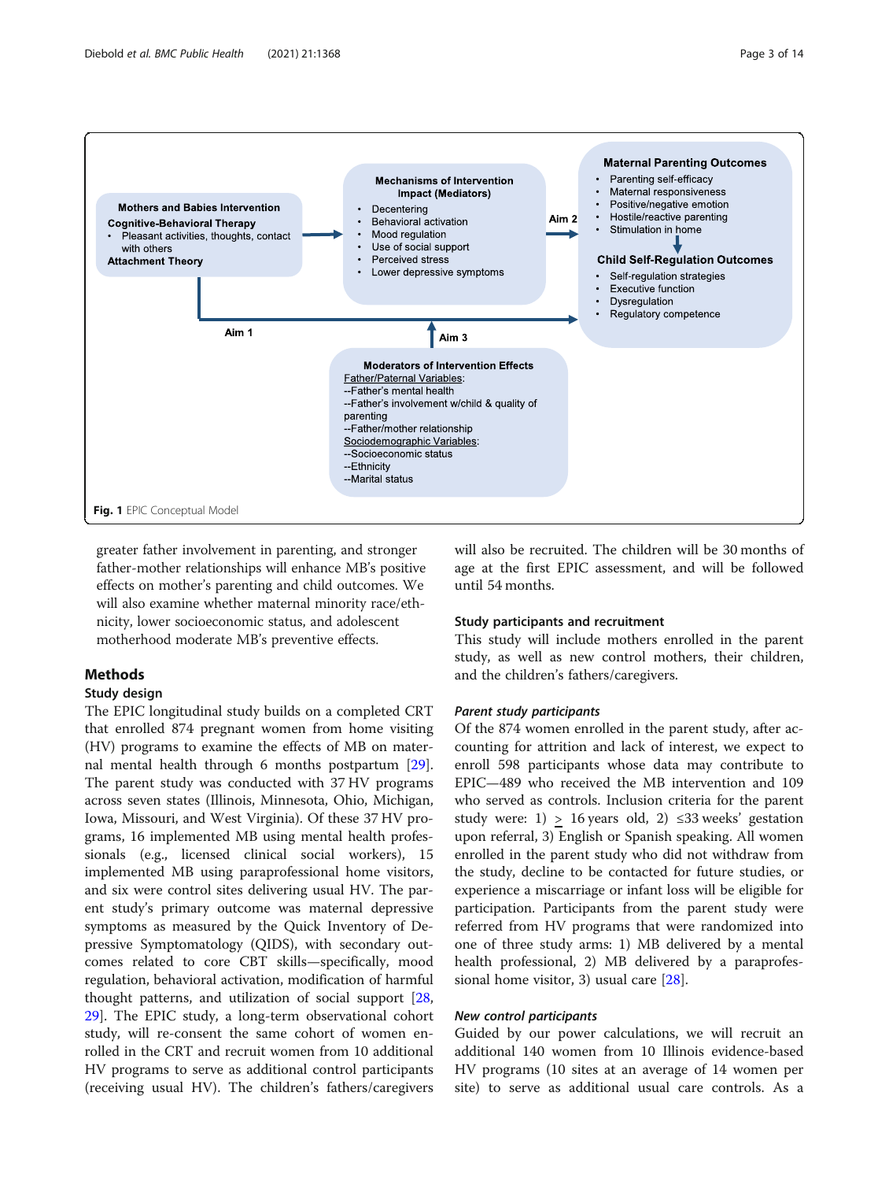**Mothers and Babies Intervention**

**Cognitive-Behavioral Therapy**
- Pleasant activities, thoughts, contact with others

**Attachment Theory**

**Mechanisms of Intervention Impact (Mediators)**
- Decentering
- Behavioral activation
- Mood regulation
- Use of social support
- Perceived stress
- Lower depressive symptoms

Aim 2

**Maternal Parenting Outcomes**
- Parenting self-efficacy
- Maternal responsiveness
- Positive/negative emotion
- Hostile/reactive parenting
- Stimulation in home

**Child Self-Regulation Outcomes**
- Self-regulation strategies
- Executive function
- Dysregulation
- Regulatory competence

Aim 1

Aim 3

**Moderators of Intervention Effects**

Father/Paternal Variables:
--Father's mental health
--Father's involvement w/child & quality of parenting
--Father/mother relationship

Sociodemographic Variables:
--Socioeconomic status
--Ethnicity
--Marital status

**Fig. 1** EPIC Conceptual Model

greater father involvement in parenting, and stronger father-mother relationships will enhance MB's positive effects on mother's parenting and child outcomes. We will also examine whether maternal minority race/ethnicity, lower socioeconomic status, and adolescent motherhood moderate MB's preventive effects.

## Methods

### Study design

The EPIC longitudinal study builds on a completed CRT that enrolled 874 pregnant women from home visiting (HV) programs to examine the effects of MB on maternal mental health through 6 months postpartum [29]. The parent study was conducted with 37 HV programs across seven states (Illinois, Minnesota, Ohio, Michigan, Iowa, Missouri, and West Virginia). Of these 37 HV programs, 16 implemented MB using mental health professionals (e.g., licensed clinical social workers), 15 implemented MB using paraprofessional home visitors, and six were control sites delivering usual HV. The parent study's primary outcome was maternal depressive symptoms as measured by the Quick Inventory of Depressive Symptomatology (QIDS), with secondary outcomes related to core CBT skills—specifically, mood regulation, behavioral activation, modification of harmful thought patterns, and utilization of social support [28, 29]. The EPIC study, a long-term observational cohort study, will re-consent the same cohort of women enrolled in the CRT and recruit women from 10 additional HV programs to serve as additional control participants (receiving usual HV). The children's fathers/caregivers will also be recruited. The children will be 30 months of age at the first EPIC assessment, and will be followed until 54 months.

### Study participants and recruitment

This study will include mothers enrolled in the parent study, as well as new control mothers, their children, and the children's fathers/caregivers.

#### *Parent study participants*

Of the 874 women enrolled in the parent study, after accounting for attrition and lack of interest, we expect to enroll 598 participants whose data may contribute to EPIC—489 who received the MB intervention and 109 who served as controls. Inclusion criteria for the parent study were: 1) $\geq$ 16 years old, 2) ≤33 weeks' gestation upon referral, 3) English or Spanish speaking. All women enrolled in the parent study who did not withdraw from the study, decline to be contacted for future studies, or experience a miscarriage or infant loss will be eligible for participation. Participants from the parent study were referred from HV programs that were randomized into one of three study arms: 1) MB delivered by a mental health professional, 2) MB delivered by a paraprofessional home visitor, 3) usual care [28].

#### *New control participants*

Guided by our power calculations, we will recruit an additional 140 women from 10 Illinois evidence-based HV programs (10 sites at an average of 14 women per site) to serve as additional usual care controls. As a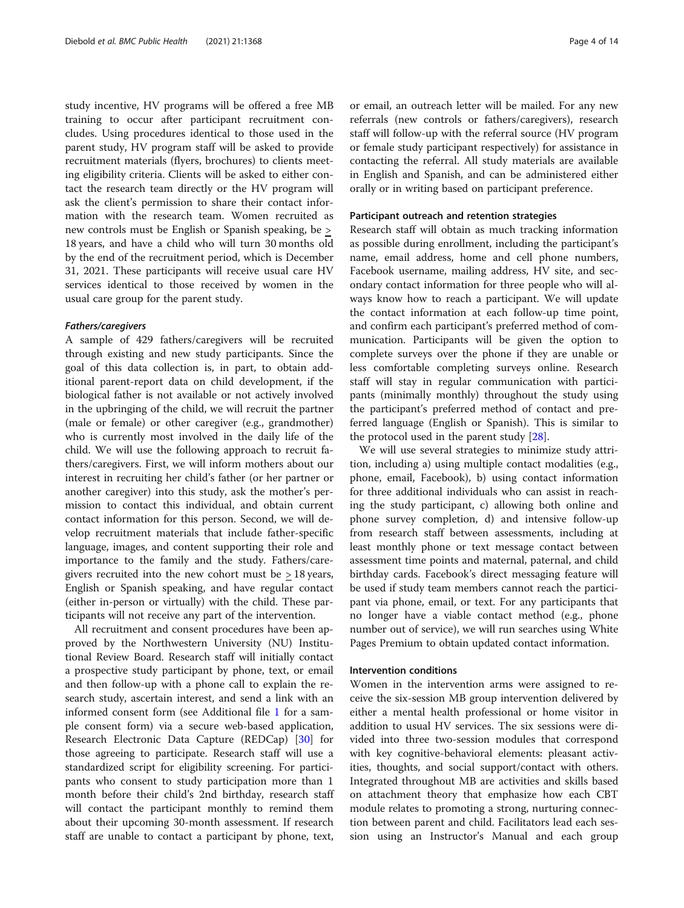study incentive, HV programs will be offered a free MB training to occur after participant recruitment concludes. Using procedures identical to those used in the parent study, HV program staff will be asked to provide recruitment materials (flyers, brochures) to clients meeting eligibility criteria. Clients will be asked to either contact the research team directly or the HV program will ask the client's permission to share their contact information with the research team. Women recruited as new controls must be English or Spanish speaking, be ≥ 18 years, and have a child who will turn 30 months old by the end of the recruitment period, which is December 31, 2021. These participants will receive usual care HV services identical to those received by women in the usual care group for the parent study.

#### *Fathers/caregivers*

A sample of 429 fathers/caregivers will be recruited through existing and new study participants. Since the goal of this data collection is, in part, to obtain additional parent-report data on child development, if the biological father is not available or not actively involved in the upbringing of the child, we will recruit the partner (male or female) or other caregiver (e.g., grandmother) who is currently most involved in the daily life of the child. We will use the following approach to recruit fathers/caregivers. First, we will inform mothers about our interest in recruiting her child's father (or her partner or another caregiver) into this study, ask the mother's permission to contact this individual, and obtain current contact information for this person. Second, we will develop recruitment materials that include father-specific language, images, and content supporting their role and importance to the family and the study. Fathers/caregivers recruited into the new cohort must be ≥ 18 years, English or Spanish speaking, and have regular contact (either in-person or virtually) with the child. These participants will not receive any part of the intervention.

All recruitment and consent procedures have been approved by the Northwestern University (NU) Institutional Review Board. Research staff will initially contact a prospective study participant by phone, text, or email and then follow-up with a phone call to explain the research study, ascertain interest, and send a link with an informed consent form (see Additional file 1 for a sample consent form) via a secure web-based application, Research Electronic Data Capture (REDCap) [30] for those agreeing to participate. Research staff will use a standardized script for eligibility screening. For participants who consent to study participation more than 1 month before their child's 2nd birthday, research staff will contact the participant monthly to remind them about their upcoming 30-month assessment. If research staff are unable to contact a participant by phone, text, or email, an outreach letter will be mailed. For any new referrals (new controls or fathers/caregivers), research staff will follow-up with the referral source (HV program or female study participant respectively) for assistance in contacting the referral. All study materials are available in English and Spanish, and can be administered either orally or in writing based on participant preference.

### Participant outreach and retention strategies

Research staff will obtain as much tracking information as possible during enrollment, including the participant's name, email address, home and cell phone numbers, Facebook username, mailing address, HV site, and secondary contact information for three people who will always know how to reach a participant. We will update the contact information at each follow-up time point, and confirm each participant's preferred method of communication. Participants will be given the option to complete surveys over the phone if they are unable or less comfortable completing surveys online. Research staff will stay in regular communication with participants (minimally monthly) throughout the study using the participant's preferred method of contact and preferred language (English or Spanish). This is similar to the protocol used in the parent study [28].

We will use several strategies to minimize study attrition, including a) using multiple contact modalities (e.g., phone, email, Facebook), b) using contact information for three additional individuals who can assist in reaching the study participant, c) allowing both online and phone survey completion, d) and intensive follow-up from research staff between assessments, including at least monthly phone or text message contact between assessment time points and maternal, paternal, and child birthday cards. Facebook's direct messaging feature will be used if study team members cannot reach the participant via phone, email, or text. For any participants that no longer have a viable contact method (e.g., phone number out of service), we will run searches using White Pages Premium to obtain updated contact information.

### Intervention conditions

Women in the intervention arms were assigned to receive the six-session MB group intervention delivered by either a mental health professional or home visitor in addition to usual HV services. The six sessions were divided into three two-session modules that correspond with key cognitive-behavioral elements: pleasant activities, thoughts, and social support/contact with others. Integrated throughout MB are activities and skills based on attachment theory that emphasize how each CBT module relates to promoting a strong, nurturing connection between parent and child. Facilitators lead each session using an Instructor's Manual and each group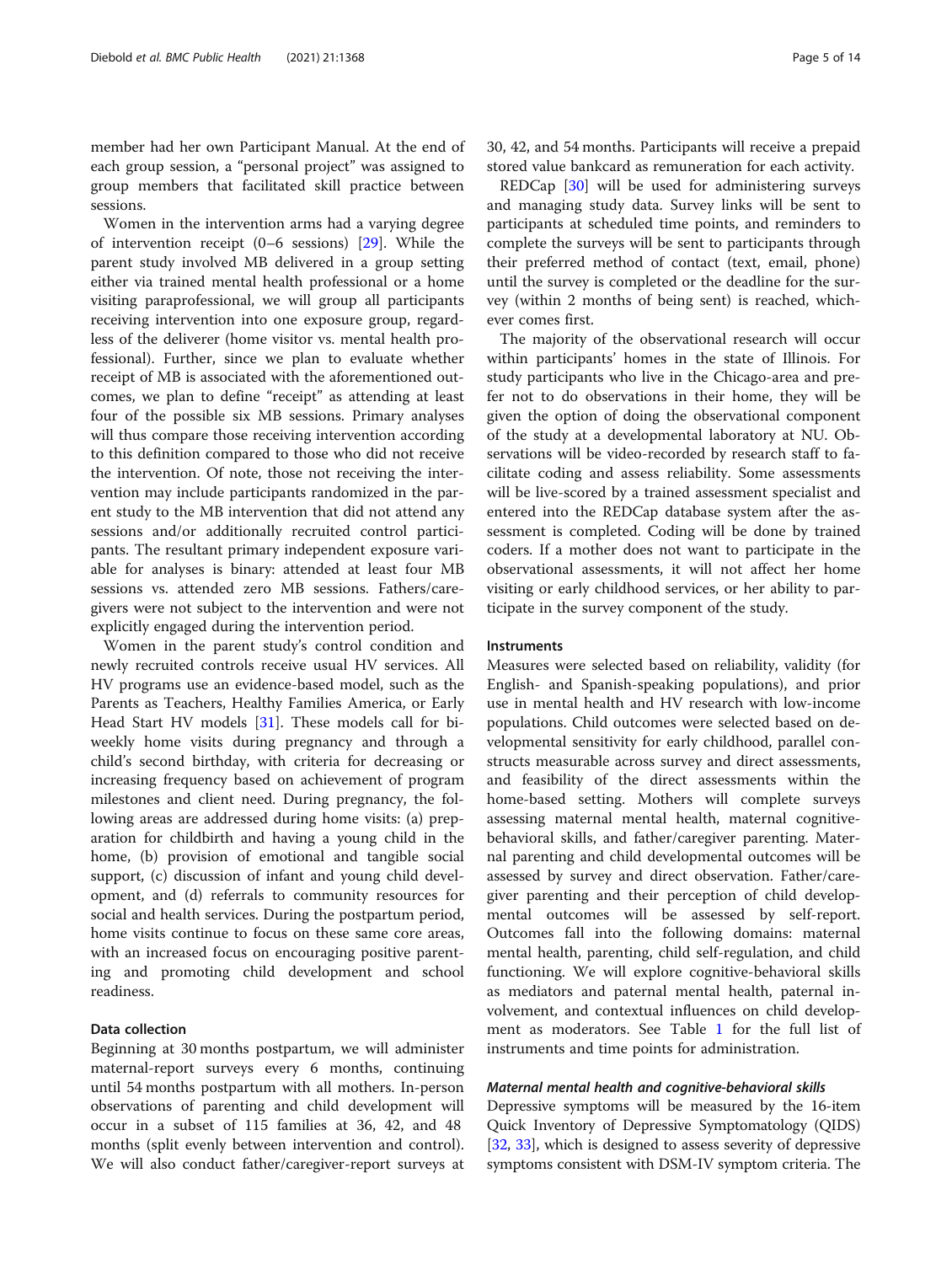member had her own Participant Manual. At the end of each group session, a "personal project" was assigned to group members that facilitated skill practice between sessions.

Women in the intervention arms had a varying degree of intervention receipt (0–6 sessions) [29]. While the parent study involved MB delivered in a group setting either via trained mental health professional or a home visiting paraprofessional, we will group all participants receiving intervention into one exposure group, regardless of the deliverer (home visitor vs. mental health professional). Further, since we plan to evaluate whether receipt of MB is associated with the aforementioned outcomes, we plan to define "receipt" as attending at least four of the possible six MB sessions. Primary analyses will thus compare those receiving intervention according to this definition compared to those who did not receive the intervention. Of note, those not receiving the intervention may include participants randomized in the parent study to the MB intervention that did not attend any sessions and/or additionally recruited control participants. The resultant primary independent exposure variable for analyses is binary: attended at least four MB sessions vs. attended zero MB sessions. Fathers/caregivers were not subject to the intervention and were not explicitly engaged during the intervention period.

Women in the parent study's control condition and newly recruited controls receive usual HV services. All HV programs use an evidence-based model, such as the Parents as Teachers, Healthy Families America, or Early Head Start HV models [31]. These models call for bi-weekly home visits during pregnancy and through a child's second birthday, with criteria for decreasing or increasing frequency based on achievement of program milestones and client need. During pregnancy, the following areas are addressed during home visits: (a) preparation for childbirth and having a young child in the home, (b) provision of emotional and tangible social support, (c) discussion of infant and young child development, and (d) referrals to community resources for social and health services. During the postpartum period, home visits continue to focus on these same core areas, with an increased focus on encouraging positive parenting and promoting child development and school readiness.

### Data collection

Beginning at 30 months postpartum, we will administer maternal-report surveys every 6 months, continuing until 54 months postpartum with all mothers. In-person observations of parenting and child development will occur in a subset of 115 families at 36, 42, and 48 months (split evenly between intervention and control). We will also conduct father/caregiver-report surveys at 30, 42, and 54 months. Participants will receive a prepaid stored value bankcard as remuneration for each activity.

REDCap [30] will be used for administering surveys and managing study data. Survey links will be sent to participants at scheduled time points, and reminders to complete the surveys will be sent to participants through their preferred method of contact (text, email, phone) until the survey is completed or the deadline for the survey (within 2 months of being sent) is reached, whichever comes first.

The majority of the observational research will occur within participants' homes in the state of Illinois. For study participants who live in the Chicago-area and prefer not to do observations in their home, they will be given the option of doing the observational component of the study at a developmental laboratory at NU. Observations will be video-recorded by research staff to facilitate coding and assess reliability. Some assessments will be live-scored by a trained assessment specialist and entered into the REDCap database system after the assessment is completed. Coding will be done by trained coders. If a mother does not want to participate in the observational assessments, it will not affect her home visiting or early childhood services, or her ability to participate in the survey component of the study.

### Instruments

Measures were selected based on reliability, validity (for English- and Spanish-speaking populations), and prior use in mental health and HV research with low-income populations. Child outcomes were selected based on developmental sensitivity for early childhood, parallel constructs measurable across survey and direct assessments, and feasibility of the direct assessments within the home-based setting. Mothers will complete surveys assessing maternal mental health, maternal cognitive-behavioral skills, and father/caregiver parenting. Maternal parenting and child developmental outcomes will be assessed by survey and direct observation. Father/caregiver parenting and their perception of child developmental outcomes will be assessed by self-report. Outcomes fall into the following domains: maternal mental health, parenting, child self-regulation, and child functioning. We will explore cognitive-behavioral skills as mediators and paternal mental health, paternal involvement, and contextual influences on child development as moderators. See Table 1 for the full list of instruments and time points for administration.

#### *Maternal mental health and cognitive-behavioral skills*

Depressive symptoms will be measured by the 16-item Quick Inventory of Depressive Symptomatology (QIDS) [32, 33], which is designed to assess severity of depressive symptoms consistent with DSM-IV symptom criteria. The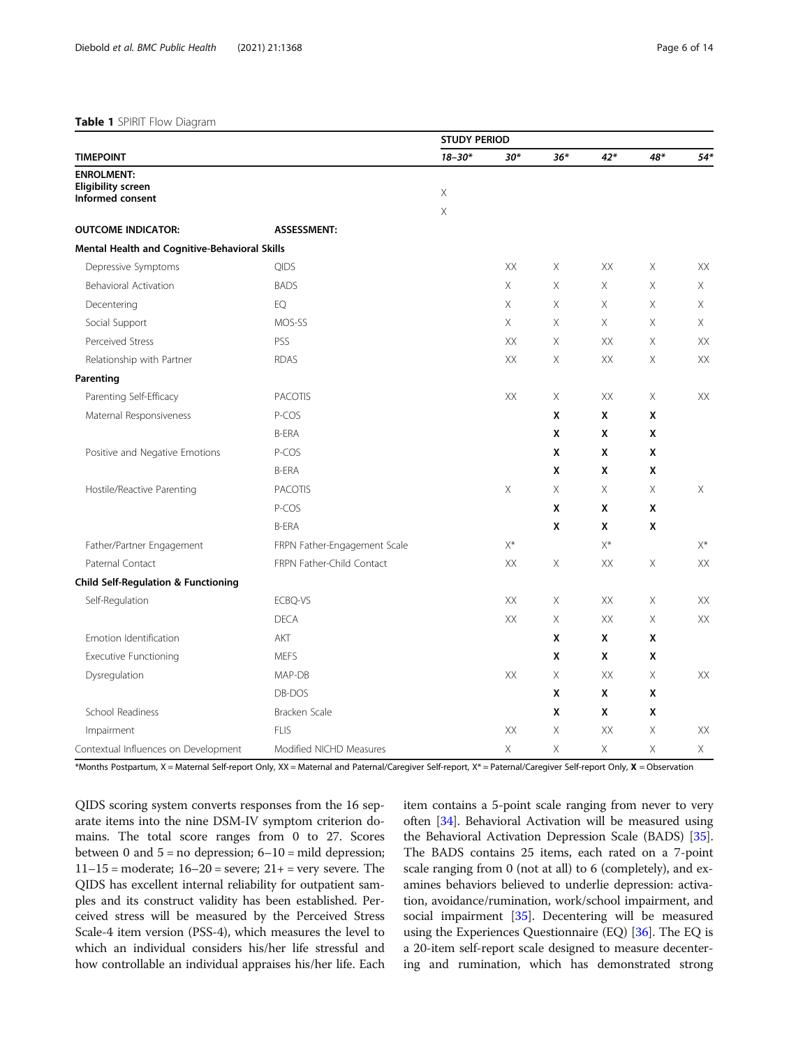**Table 1** SPIRIT Flow Diagram

| | | STUDY PERIOD | | | | | |
|---|---|---|---|---|---|---|---|
| **TIMEPOINT** | | *18–30** | *30** | *36** | *42** | *48** | *54** |
| **ENROLMENT:** | | | | | | | |
| **Eligibility screen** | | X | | | | | |
| **Informed consent** | | X | | | | | |
| **OUTCOME INDICATOR:** | **ASSESSMENT:** | | | | | | |
| **Mental Health and Cognitive-Behavioral Skills** | | | | | | | |
| Depressive Symptoms | QIDS | | XX | X | XX | X | XX |
| Behavioral Activation | BADS | | X | X | X | X | X |
| Decentering | EQ | | X | X | X | X | X |
| Social Support | MOS-SS | | X | X | X | X | X |
| Perceived Stress | PSS | | XX | X | XX | X | XX |
| Relationship with Partner | RDAS | | XX | X | XX | X | XX |
| **Parenting** | | | | | | | |
| Parenting Self-Efficacy | PACOTIS | | XX | X | XX | X | XX |
| Maternal Responsiveness | P-COS | | | **X** | **X** | **X** | |
| | B-ERA | | | **X** | **X** | **X** | |
| Positive and Negative Emotions | P-COS | | | **X** | **X** | **X** | |
| | B-ERA | | | **X** | **X** | **X** | |
| Hostile/Reactive Parenting | PACOTIS | | X | X | X | X | X |
| | P-COS | | | **X** | **X** | **X** | |
| | B-ERA | | | **X** | **X** | **X** | |
| Father/Partner Engagement | FRPN Father-Engagement Scale | | X* | | X* | | X* |
| Paternal Contact | FRPN Father-Child Contact | | XX | X | XX | X | XX |
| **Child Self-Regulation & Functioning** | | | | | | | |
| Self-Regulation | ECBQ-VS | | XX | X | XX | X | XX |
| | DECA | | XX | X | XX | X | XX |
| Emotion Identification | AKT | | | **X** | **X** | **X** | |
| Executive Functioning | MEFS | | | **X** | **X** | **X** | |
| Dysregulation | MAP-DB | | XX | X | XX | X | XX |
| | DB-DOS | | | **X** | **X** | **X** | |
| School Readiness | Bracken Scale | | | **X** | **X** | **X** | |
| Impairment | FLIS | | XX | X | XX | X | XX |
| Contextual Influences on Development | Modified NICHD Measures | | X | X | X | X | X |

*Months Postpartum, X = Maternal Self-report Only, XX = Maternal and Paternal/Caregiver Self-report, X* = Paternal/Caregiver Self-report Only, **X** = Observation

QIDS scoring system converts responses from the 16 separate items into the nine DSM-IV symptom criterion domains. The total score ranges from 0 to 27. Scores between 0 and 5 = no depression; 6–10 = mild depression; 11–15 = moderate; 16–20 = severe; 21+ = very severe. The QIDS has excellent internal reliability for outpatient samples and its construct validity has been established. Perceived stress will be measured by the Perceived Stress Scale-4 item version (PSS-4), which measures the level to which an individual considers his/her life stressful and how controllable an individual appraises his/her life. Each item contains a 5-point scale ranging from never to very often [34]. Behavioral Activation will be measured using the Behavioral Activation Depression Scale (BADS) [35]. The BADS contains 25 items, each rated on a 7-point scale ranging from 0 (not at all) to 6 (completely), and examines behaviors believed to underlie depression: activation, avoidance/rumination, work/school impairment, and social impairment [35]. Decentering will be measured using the Experiences Questionnaire (EQ) [36]. The EQ is a 20-item self-report scale designed to measure decentering and rumination, which has demonstrated strong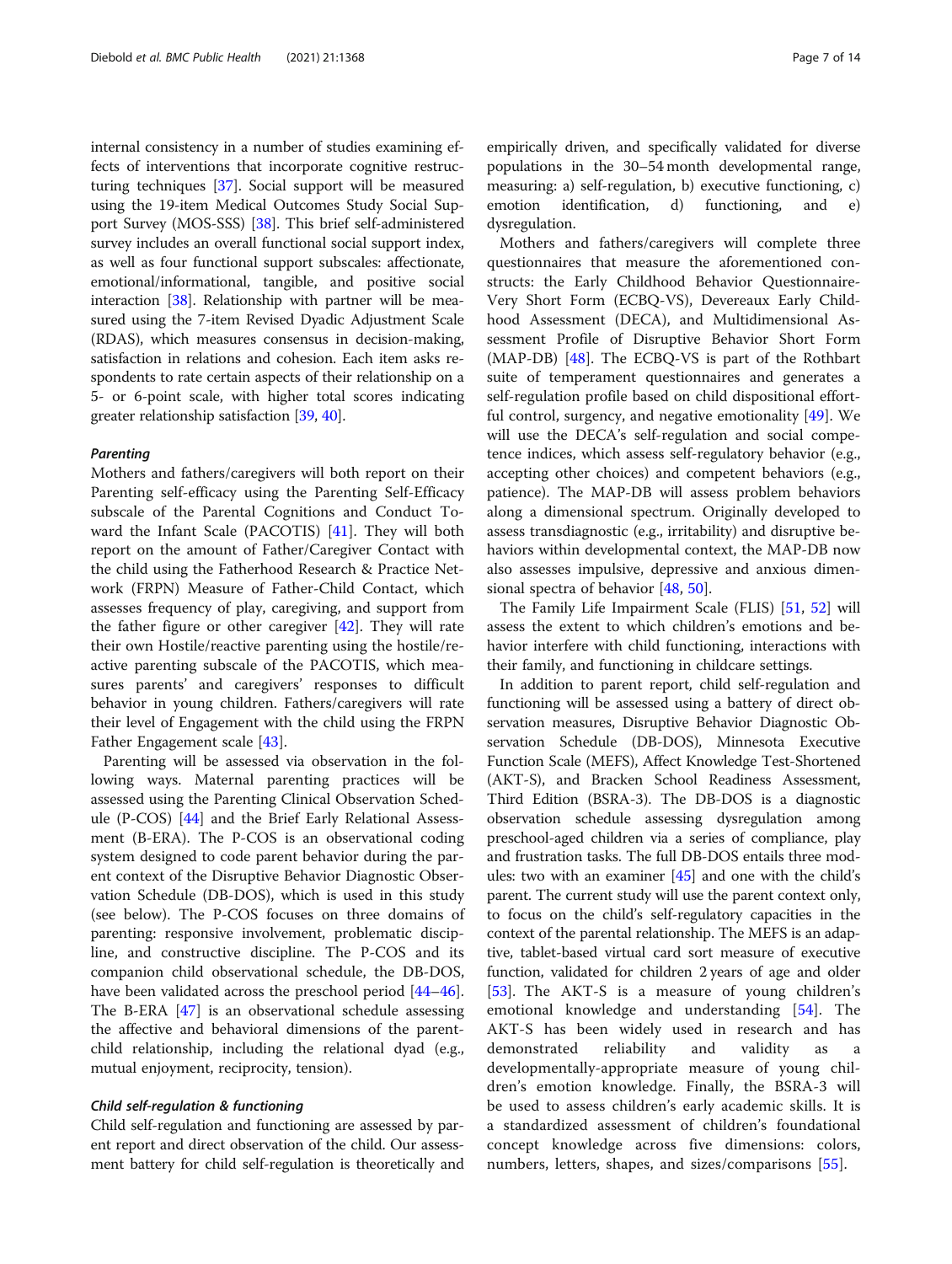internal consistency in a number of studies examining effects of interventions that incorporate cognitive restructuring techniques [37]. Social support will be measured using the 19-item Medical Outcomes Study Social Support Survey (MOS-SSS) [38]. This brief self-administered survey includes an overall functional social support index, as well as four functional support subscales: affectionate, emotional/informational, tangible, and positive social interaction [38]. Relationship with partner will be measured using the 7-item Revised Dyadic Adjustment Scale (RDAS), which measures consensus in decision-making, satisfaction in relations and cohesion. Each item asks respondents to rate certain aspects of their relationship on a 5- or 6-point scale, with higher total scores indicating greater relationship satisfaction [39, 40].

#### *Parenting*

Mothers and fathers/caregivers will both report on their Parenting self-efficacy using the Parenting Self-Efficacy subscale of the Parental Cognitions and Conduct Toward the Infant Scale (PACOTIS) [41]. They will both report on the amount of Father/Caregiver Contact with the child using the Fatherhood Research & Practice Network (FRPN) Measure of Father-Child Contact, which assesses frequency of play, caregiving, and support from the father figure or other caregiver [42]. They will rate their own Hostile/reactive parenting using the hostile/reactive parenting subscale of the PACOTIS, which measures parents' and caregivers' responses to difficult behavior in young children. Fathers/caregivers will rate their level of Engagement with the child using the FRPN Father Engagement scale [43].

Parenting will be assessed via observation in the following ways. Maternal parenting practices will be assessed using the Parenting Clinical Observation Schedule (P-COS) [44] and the Brief Early Relational Assessment (B-ERA). The P-COS is an observational coding system designed to code parent behavior during the parent context of the Disruptive Behavior Diagnostic Observation Schedule (DB-DOS), which is used in this study (see below). The P-COS focuses on three domains of parenting: responsive involvement, problematic discipline, and constructive discipline. The P-COS and its companion child observational schedule, the DB-DOS, have been validated across the preschool period [44–46]. The B-ERA [47] is an observational schedule assessing the affective and behavioral dimensions of the parent-child relationship, including the relational dyad (e.g., mutual enjoyment, reciprocity, tension).

#### *Child self-regulation & functioning*

Child self-regulation and functioning are assessed by parent report and direct observation of the child. Our assessment battery for child self-regulation is theoretically and empirically driven, and specifically validated for diverse populations in the 30–54 month developmental range, measuring: a) self-regulation, b) executive functioning, c) emotion identification, d) functioning, and e) dysregulation.

Mothers and fathers/caregivers will complete three questionnaires that measure the aforementioned constructs: the Early Childhood Behavior Questionnaire-Very Short Form (ECBQ-VS), Devereaux Early Childhood Assessment (DECA), and Multidimensional Assessment Profile of Disruptive Behavior Short Form (MAP-DB) [48]. The ECBQ-VS is part of the Rothbart suite of temperament questionnaires and generates a self-regulation profile based on child dispositional effortful control, surgency, and negative emotionality [49]. We will use the DECA's self-regulation and social competence indices, which assess self-regulatory behavior (e.g., accepting other choices) and competent behaviors (e.g., patience). The MAP-DB will assess problem behaviors along a dimensional spectrum. Originally developed to assess transdiagnostic (e.g., irritability) and disruptive behaviors within developmental context, the MAP-DB now also assesses impulsive, depressive and anxious dimensional spectra of behavior [48, 50].

The Family Life Impairment Scale (FLIS) [51, 52] will assess the extent to which children's emotions and behavior interfere with child functioning, interactions with their family, and functioning in childcare settings.

In addition to parent report, child self-regulation and functioning will be assessed using a battery of direct observation measures, Disruptive Behavior Diagnostic Observation Schedule (DB-DOS), Minnesota Executive Function Scale (MEFS), Affect Knowledge Test-Shortened (AKT-S), and Bracken School Readiness Assessment, Third Edition (BSRA-3). The DB-DOS is a diagnostic observation schedule assessing dysregulation among preschool-aged children via a series of compliance, play and frustration tasks. The full DB-DOS entails three modules: two with an examiner [45] and one with the child's parent. The current study will use the parent context only, to focus on the child's self-regulatory capacities in the context of the parental relationship. The MEFS is an adaptive, tablet-based virtual card sort measure of executive function, validated for children 2 years of age and older [53]. The AKT-S is a measure of young children's emotional knowledge and understanding [54]. The AKT-S has been widely used in research and has demonstrated reliability and validity as a developmentally-appropriate measure of young children's emotion knowledge. Finally, the BSRA-3 will be used to assess children's early academic skills. It is a standardized assessment of children's foundational concept knowledge across five dimensions: colors, numbers, letters, shapes, and sizes/comparisons [55].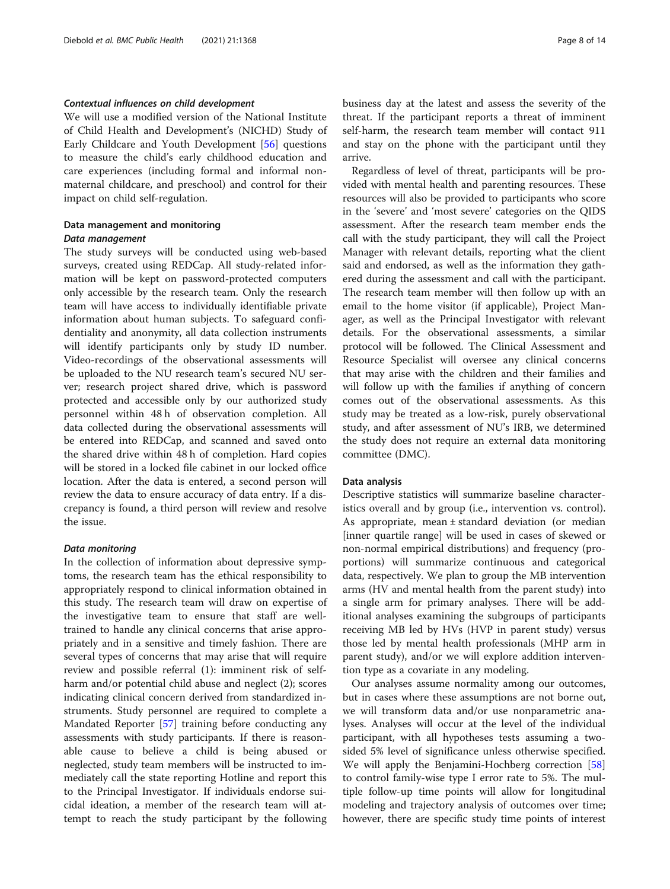#### *Contextual influences on child development*

We will use a modified version of the National Institute of Child Health and Development's (NICHD) Study of Early Childcare and Youth Development [56] questions to measure the child's early childhood education and care experiences (including formal and informal non-maternal childcare, and preschool) and control for their impact on child self-regulation.

### Data management and monitoring

#### *Data management*

The study surveys will be conducted using web-based surveys, created using REDCap. All study-related information will be kept on password-protected computers only accessible by the research team. Only the research team will have access to individually identifiable private information about human subjects. To safeguard confidentiality and anonymity, all data collection instruments will identify participants only by study ID number. Video-recordings of the observational assessments will be uploaded to the NU research team's secured NU server; research project shared drive, which is password protected and accessible only by our authorized study personnel within 48 h of observation completion. All data collected during the observational assessments will be entered into REDCap, and scanned and saved onto the shared drive within 48 h of completion. Hard copies will be stored in a locked file cabinet in our locked office location. After the data is entered, a second person will review the data to ensure accuracy of data entry. If a discrepancy is found, a third person will review and resolve the issue.

#### *Data monitoring*

In the collection of information about depressive symptoms, the research team has the ethical responsibility to appropriately respond to clinical information obtained in this study. The research team will draw on expertise of the investigative team to ensure that staff are well-trained to handle any clinical concerns that arise appropriately and in a sensitive and timely fashion. There are several types of concerns that may arise that will require review and possible referral (1): imminent risk of self-harm and/or potential child abuse and neglect (2); scores indicating clinical concern derived from standardized instruments. Study personnel are required to complete a Mandated Reporter [57] training before conducting any assessments with study participants. If there is reasonable cause to believe a child is being abused or neglected, study team members will be instructed to immediately call the state reporting Hotline and report this to the Principal Investigator. If individuals endorse suicidal ideation, a member of the research team will attempt to reach the study participant by the following business day at the latest and assess the severity of the threat. If the participant reports a threat of imminent self-harm, the research team member will contact 911 and stay on the phone with the participant until they arrive.

Regardless of level of threat, participants will be provided with mental health and parenting resources. These resources will also be provided to participants who score in the 'severe' and 'most severe' categories on the QIDS assessment. After the research team member ends the call with the study participant, they will call the Project Manager with relevant details, reporting what the client said and endorsed, as well as the information they gathered during the assessment and call with the participant. The research team member will then follow up with an email to the home visitor (if applicable), Project Manager, as well as the Principal Investigator with relevant details. For the observational assessments, a similar protocol will be followed. The Clinical Assessment and Resource Specialist will oversee any clinical concerns that may arise with the children and their families and will follow up with the families if anything of concern comes out of the observational assessments. As this study may be treated as a low-risk, purely observational study, and after assessment of NU's IRB, we determined the study does not require an external data monitoring committee (DMC).

### Data analysis

Descriptive statistics will summarize baseline characteristics overall and by group (i.e., intervention vs. control). As appropriate, mean ± standard deviation (or median [inner quartile range] will be used in cases of skewed or non-normal empirical distributions) and frequency (proportions) will summarize continuous and categorical data, respectively. We plan to group the MB intervention arms (HV and mental health from the parent study) into a single arm for primary analyses. There will be additional analyses examining the subgroups of participants receiving MB led by HVs (HVP in parent study) versus those led by mental health professionals (MHP arm in parent study), and/or we will explore addition intervention type as a covariate in any modeling.

Our analyses assume normality among our outcomes, but in cases where these assumptions are not borne out, we will transform data and/or use nonparametric analyses. Analyses will occur at the level of the individual participant, with all hypotheses tests assuming a two-sided 5% level of significance unless otherwise specified. We will apply the Benjamini-Hochberg correction [58] to control family-wise type I error rate to 5%. The multiple follow-up time points will allow for longitudinal modeling and trajectory analysis of outcomes over time; however, there are specific study time points of interest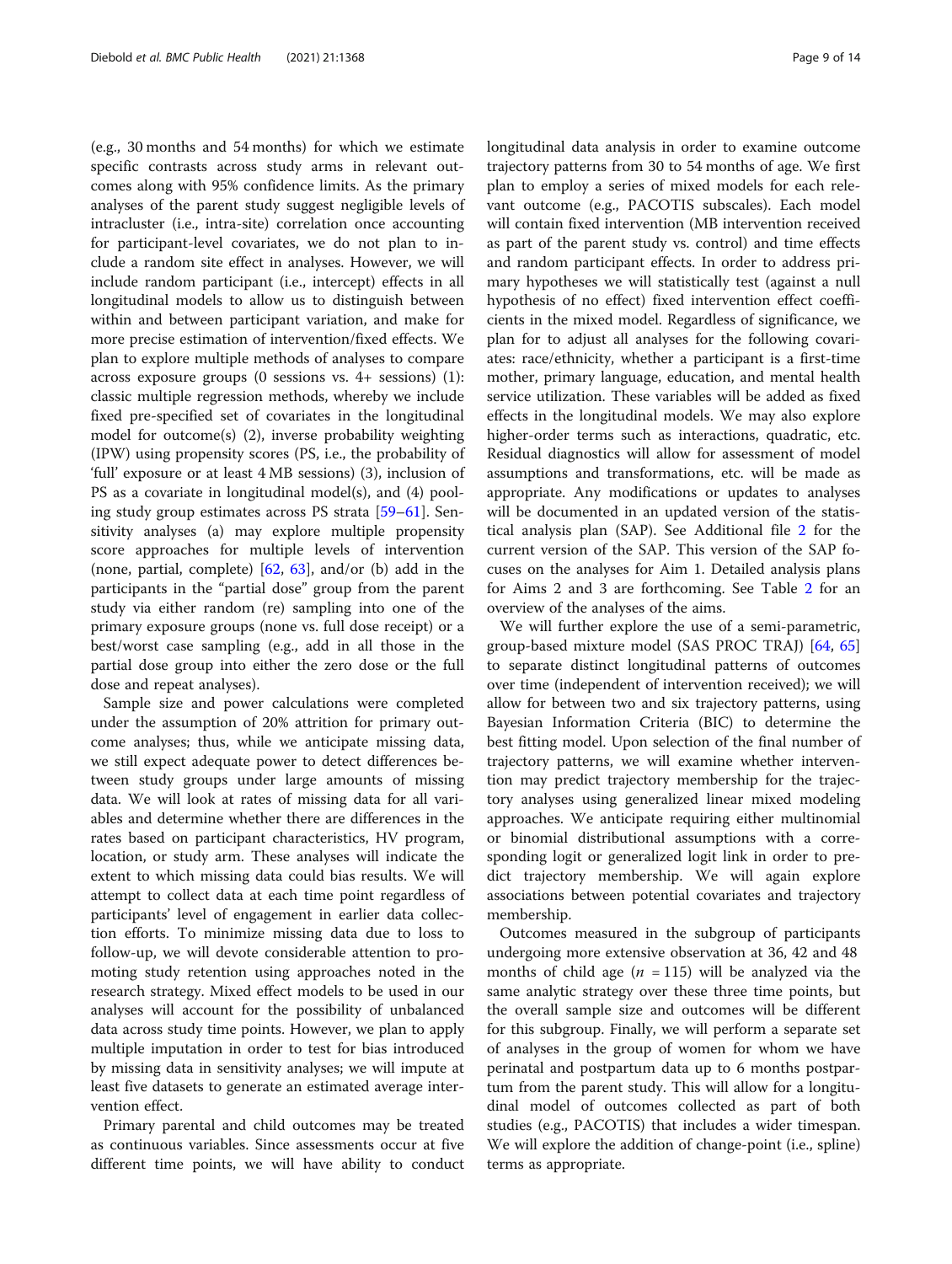(e.g., 30 months and 54 months) for which we estimate specific contrasts across study arms in relevant outcomes along with 95% confidence limits. As the primary analyses of the parent study suggest negligible levels of intracluster (i.e., intra-site) correlation once accounting for participant-level covariates, we do not plan to include a random site effect in analyses. However, we will include random participant (i.e., intercept) effects in all longitudinal models to allow us to distinguish between within and between participant variation, and make for more precise estimation of intervention/fixed effects. We plan to explore multiple methods of analyses to compare across exposure groups (0 sessions vs. 4+ sessions) (1): classic multiple regression methods, whereby we include fixed pre-specified set of covariates in the longitudinal model for outcome(s) (2), inverse probability weighting (IPW) using propensity scores (PS, i.e., the probability of 'full' exposure or at least 4 MB sessions) (3), inclusion of PS as a covariate in longitudinal model(s), and (4) pooling study group estimates across PS strata [59–61]. Sensitivity analyses (a) may explore multiple propensity score approaches for multiple levels of intervention (none, partial, complete) [62, 63], and/or (b) add in the participants in the "partial dose" group from the parent study via either random (re) sampling into one of the primary exposure groups (none vs. full dose receipt) or a best/worst case sampling (e.g., add in all those in the partial dose group into either the zero dose or the full dose and repeat analyses).

Sample size and power calculations were completed under the assumption of 20% attrition for primary outcome analyses; thus, while we anticipate missing data, we still expect adequate power to detect differences between study groups under large amounts of missing data. We will look at rates of missing data for all variables and determine whether there are differences in the rates based on participant characteristics, HV program, location, or study arm. These analyses will indicate the extent to which missing data could bias results. We will attempt to collect data at each time point regardless of participants' level of engagement in earlier data collection efforts. To minimize missing data due to loss to follow-up, we will devote considerable attention to promoting study retention using approaches noted in the research strategy. Mixed effect models to be used in our analyses will account for the possibility of unbalanced data across study time points. However, we plan to apply multiple imputation in order to test for bias introduced by missing data in sensitivity analyses; we will impute at least five datasets to generate an estimated average intervention effect.

Primary parental and child outcomes may be treated as continuous variables. Since assessments occur at five different time points, we will have ability to conduct longitudinal data analysis in order to examine outcome trajectory patterns from 30 to 54 months of age. We first plan to employ a series of mixed models for each relevant outcome (e.g., PACOTIS subscales). Each model will contain fixed intervention (MB intervention received as part of the parent study vs. control) and time effects and random participant effects. In order to address primary hypotheses we will statistically test (against a null hypothesis of no effect) fixed intervention effect coefficients in the mixed model. Regardless of significance, we plan for to adjust all analyses for the following covariates: race/ethnicity, whether a participant is a first-time mother, primary language, education, and mental health service utilization. These variables will be added as fixed effects in the longitudinal models. We may also explore higher-order terms such as interactions, quadratic, etc. Residual diagnostics will allow for assessment of model assumptions and transformations, etc. will be made as appropriate. Any modifications or updates to analyses will be documented in an updated version of the statistical analysis plan (SAP). See Additional file 2 for the current version of the SAP. This version of the SAP focuses on the analyses for Aim 1. Detailed analysis plans for Aims 2 and 3 are forthcoming. See Table 2 for an overview of the analyses of the aims.

We will further explore the use of a semi-parametric, group-based mixture model (SAS PROC TRAJ) [64, 65] to separate distinct longitudinal patterns of outcomes over time (independent of intervention received); we will allow for between two and six trajectory patterns, using Bayesian Information Criteria (BIC) to determine the best fitting model. Upon selection of the final number of trajectory patterns, we will examine whether intervention may predict trajectory membership for the trajectory analyses using generalized linear mixed modeling approaches. We anticipate requiring either multinomial or binomial distributional assumptions with a corresponding logit or generalized logit link in order to predict trajectory membership. We will again explore associations between potential covariates and trajectory membership.

Outcomes measured in the subgroup of participants undergoing more extensive observation at 36, 42 and 48 months of child age ($n$ = 115) will be analyzed via the same analytic strategy over these three time points, but the overall sample size and outcomes will be different for this subgroup. Finally, we will perform a separate set of analyses in the group of women for whom we have perinatal and postpartum data up to 6 months postpartum from the parent study. This will allow for a longitudinal model of outcomes collected as part of both studies (e.g., PACOTIS) that includes a wider timespan. We will explore the addition of change-point (i.e., spline) terms as appropriate.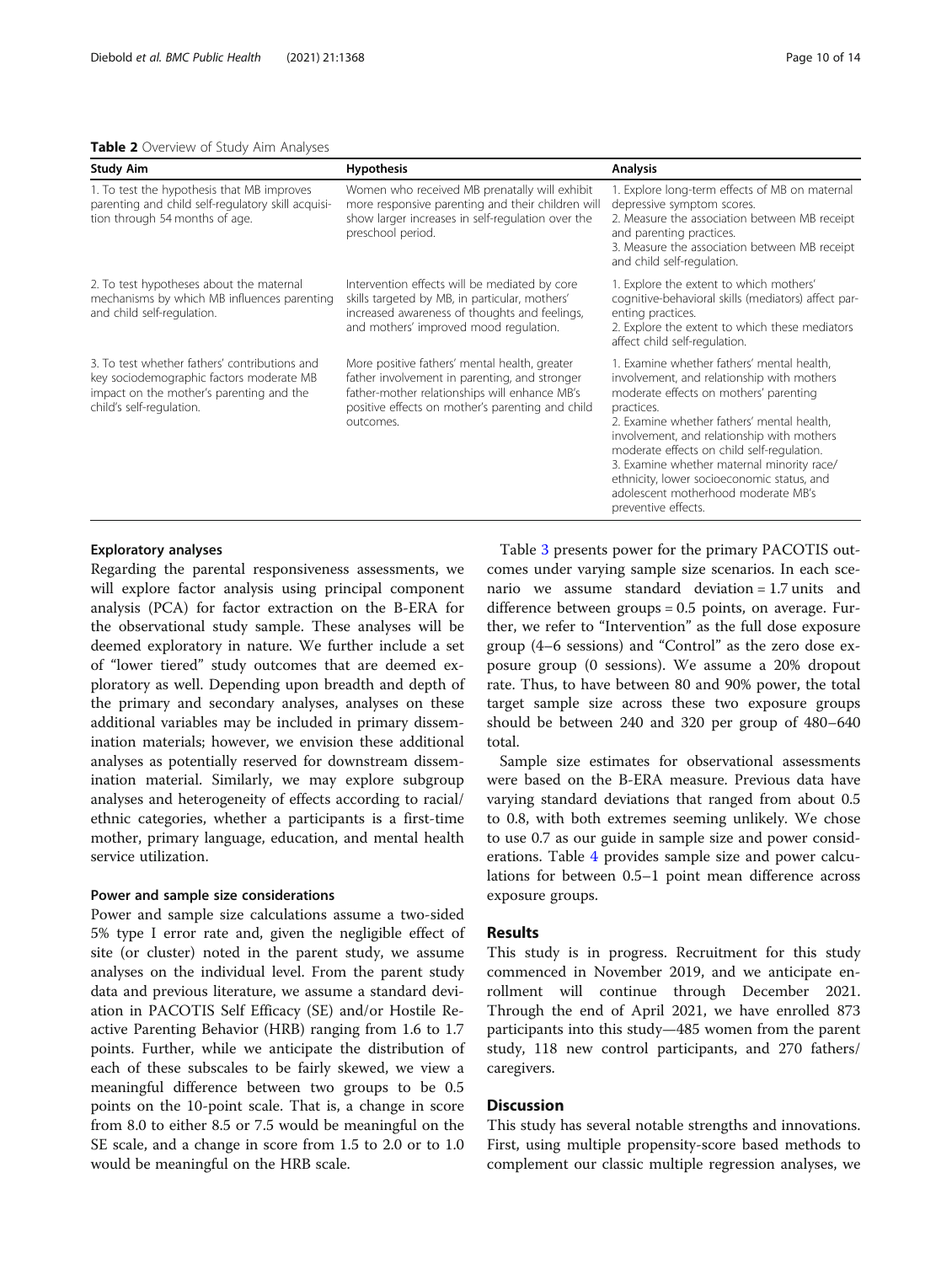**Table 2** Overview of Study Aim Analyses

| Study Aim | Hypothesis | Analysis |
| --- | --- | --- |
| 1. To test the hypothesis that MB improves parenting and child self-regulatory skill acquisition through 54 months of age. | Women who received MB prenatally will exhibit more responsive parenting and their children will show larger increases in self-regulation over the preschool period. | 1. Explore long-term effects of MB on maternal depressive symptom scores.<br>2. Measure the association between MB receipt and parenting practices.<br>3. Measure the association between MB receipt and child self-regulation. |
| 2. To test hypotheses about the maternal mechanisms by which MB influences parenting and child self-regulation. | Intervention effects will be mediated by core skills targeted by MB, in particular, mothers' increased awareness of thoughts and feelings, and mothers' improved mood regulation. | 1. Explore the extent to which mothers' cognitive-behavioral skills (mediators) affect parenting practices.<br>2. Explore the extent to which these mediators affect child self-regulation. |
| 3. To test whether fathers' contributions and key sociodemographic factors moderate MB impact on the mother's parenting and the child's self-regulation. | More positive fathers' mental health, greater father involvement in parenting, and stronger father-mother relationships will enhance MB's positive effects on mother's parenting and child outcomes. | 1. Examine whether fathers' mental health, involvement, and relationship with mothers moderate effects on mothers' parenting practices.<br>2. Examine whether fathers' mental health, involvement, and relationship with mothers moderate effects on child self-regulation.<br>3. Examine whether maternal minority race/ethnicity, lower socioeconomic status, and adolescent motherhood moderate MB's preventive effects. |

### Exploratory analyses

Regarding the parental responsiveness assessments, we will explore factor analysis using principal component analysis (PCA) for factor extraction on the B-ERA for the observational study sample. These analyses will be deemed exploratory in nature. We further include a set of "lower tiered" study outcomes that are deemed exploratory as well. Depending upon breadth and depth of the primary and secondary analyses, analyses on these additional variables may be included in primary dissemination materials; however, we envision these additional analyses as potentially reserved for downstream dissemination material. Similarly, we may explore subgroup analyses and heterogeneity of effects according to racial/ethnic categories, whether a participants is a first-time mother, primary language, education, and mental health service utilization.

### Power and sample size considerations

Power and sample size calculations assume a two-sided 5% type I error rate and, given the negligible effect of site (or cluster) noted in the parent study, we assume analyses on the individual level. From the parent study data and previous literature, we assume a standard deviation in PACOTIS Self Efficacy (SE) and/or Hostile Reactive Parenting Behavior (HRB) ranging from 1.6 to 1.7 points. Further, while we anticipate the distribution of each of these subscales to be fairly skewed, we view a meaningful difference between two groups to be 0.5 points on the 10-point scale. That is, a change in score from 8.0 to either 8.5 or 7.5 would be meaningful on the SE scale, and a change in score from 1.5 to 2.0 or to 1.0 would be meaningful on the HRB scale.

Table 3 presents power for the primary PACOTIS outcomes under varying sample size scenarios. In each scenario we assume standard deviation = 1.7 units and difference between groups = 0.5 points, on average. Further, we refer to "Intervention" as the full dose exposure group (4–6 sessions) and "Control" as the zero dose exposure group (0 sessions). We assume a 20% dropout rate. Thus, to have between 80 and 90% power, the total target sample size across these two exposure groups should be between 240 and 320 per group of 480–640 total.

Sample size estimates for observational assessments were based on the B-ERA measure. Previous data have varying standard deviations that ranged from about 0.5 to 0.8, with both extremes seeming unlikely. We chose to use 0.7 as our guide in sample size and power considerations. Table 4 provides sample size and power calculations for between 0.5–1 point mean difference across exposure groups.

## Results

This study is in progress. Recruitment for this study commenced in November 2019, and we anticipate enrollment will continue through December 2021. Through the end of April 2021, we have enrolled 873 participants into this study—485 women from the parent study, 118 new control participants, and 270 fathers/caregivers.

## Discussion

This study has several notable strengths and innovations. First, using multiple propensity-score based methods to complement our classic multiple regression analyses, we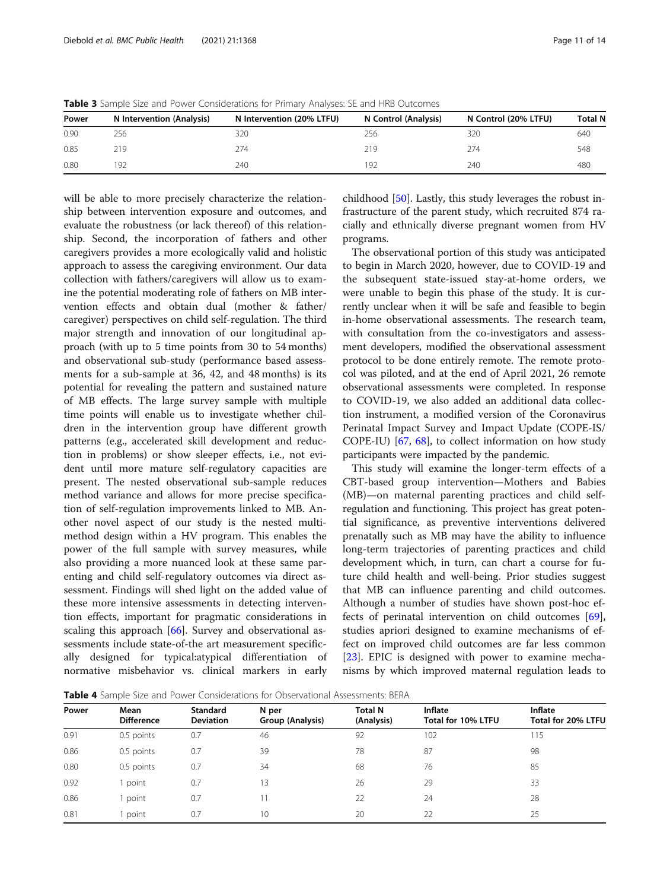**Table 3** Sample Size and Power Considerations for Primary Analyses: SE and HRB Outcomes

| Power | N Intervention (Analysis) | N Intervention (20% LTFU) | N Control (Analysis) | N Control (20% LTFU) | Total N |
|---|---|---|---|---|---|
| 0.90 | 256 | 320 | 256 | 320 | 640 |
| 0.85 | 219 | 274 | 219 | 274 | 548 |
| 0.80 | 192 | 240 | 192 | 240 | 480 |

will be able to more precisely characterize the relationship between intervention exposure and outcomes, and evaluate the robustness (or lack thereof) of this relationship. Second, the incorporation of fathers and other caregivers provides a more ecologically valid and holistic approach to assess the caregiving environment. Our data collection with fathers/caregivers will allow us to examine the potential moderating role of fathers on MB intervention effects and obtain dual (mother & father/caregiver) perspectives on child self-regulation. The third major strength and innovation of our longitudinal approach (with up to 5 time points from 30 to 54 months) and observational sub-study (performance based assessments for a sub-sample at 36, 42, and 48 months) is its potential for revealing the pattern and sustained nature of MB effects. The large survey sample with multiple time points will enable us to investigate whether children in the intervention group have different growth patterns (e.g., accelerated skill development and reduction in problems) or show sleeper effects, i.e., not evident until more mature self-regulatory capacities are present. The nested observational sub-sample reduces method variance and allows for more precise specification of self-regulation improvements linked to MB. Another novel aspect of our study is the nested multi-method design within a HV program. This enables the power of the full sample with survey measures, while also providing a more nuanced look at these same parenting and child self-regulatory outcomes via direct assessment. Findings will shed light on the added value of these more intensive assessments in detecting intervention effects, important for pragmatic considerations in scaling this approach [66]. Survey and observational assessments include state-of-the art measurement specifically designed for typical:atypical differentiation of normative misbehavior vs. clinical markers in early childhood [50]. Lastly, this study leverages the robust infrastructure of the parent study, which recruited 874 racially and ethnically diverse pregnant women from HV programs.

The observational portion of this study was anticipated to begin in March 2020, however, due to COVID-19 and the subsequent state-issued stay-at-home orders, we were unable to begin this phase of the study. It is currently unclear when it will be safe and feasible to begin in-home observational assessments. The research team, with consultation from the co-investigators and assessment developers, modified the observational assessment protocol to be done entirely remote. The remote protocol was piloted, and at the end of April 2021, 26 remote observational assessments were completed. In response to COVID-19, we also added an additional data collection instrument, a modified version of the Coronavirus Perinatal Impact Survey and Impact Update (COPE-IS/COPE-IU) [67, 68], to collect information on how study participants were impacted by the pandemic.

This study will examine the longer-term effects of a CBT-based group intervention—Mothers and Babies (MB)—on maternal parenting practices and child self-regulation and functioning. This project has great potential significance, as preventive interventions delivered prenatally such as MB may have the ability to influence long-term trajectories of parenting practices and child development which, in turn, can chart a course for future child health and well-being. Prior studies suggest that MB can influence parenting and child outcomes. Although a number of studies have shown post-hoc effects of perinatal intervention on child outcomes [69], studies apriori designed to examine mechanisms of effect on improved child outcomes are far less common [23]. EPIC is designed with power to examine mechanisms by which improved maternal regulation leads to

**Table 4** Sample Size and Power Considerations for Observational Assessments: BERA

| Power | Mean Difference | Standard Deviation | N per Group (Analysis) | Total N (Analysis) | Inflate Total for 10% LTFU | Inflate Total for 20% LTFU |
|---|---|---|---|---|---|---|
| 0.91 | 0.5 points | 0.7 | 46 | 92 | 102 | 115 |
| 0.86 | 0.5 points | 0.7 | 39 | 78 | 87 | 98 |
| 0.80 | 0.5 points | 0.7 | 34 | 68 | 76 | 85 |
| 0.92 | 1 point | 0.7 | 13 | 26 | 29 | 33 |
| 0.86 | 1 point | 0.7 | 11 | 22 | 24 | 28 |
| 0.81 | 1 point | 0.7 | 10 | 20 | 22 | 25 |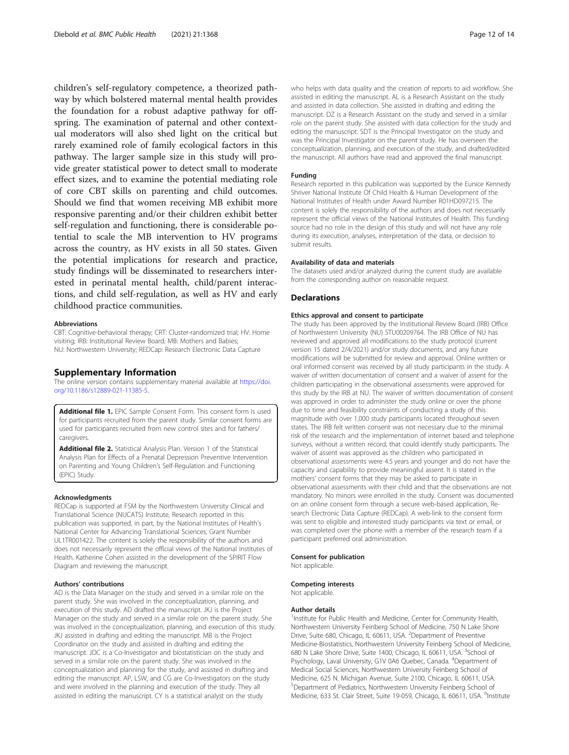children's self-regulatory competence, a theorized pathway by which bolstered maternal mental health provides the foundation for a robust adaptive pathway for offspring. The examination of paternal and other contextual moderators will also shed light on the critical but rarely examined role of family ecological factors in this pathway. The larger sample size in this study will provide greater statistical power to detect small to moderate effect sizes, and to examine the potential mediating role of core CBT skills on parenting and child outcomes. Should we find that women receiving MB exhibit more responsive parenting and/or their children exhibit better self-regulation and functioning, there is considerable potential to scale the MB intervention to HV programs across the country, as HV exists in all 50 states. Given the potential implications for research and practice, study findings will be disseminated to researchers interested in perinatal mental health, child/parent interactions, and child self-regulation, as well as HV and early childhood practice communities.

#### Abbreviations

CBT: Cognitive-behavioral therapy; CRT: Cluster-randomized trial; HV: Home visiting; IRB: Institutional Review Board; MB: Mothers and Babies; NU: Northwestern University; REDCap: Research Electronic Data Capture

## Supplementary Information

The online version contains supplementary material available at https://doi.org/10.1186/s12889-021-11385-5.

**Additional file 1.** EPIC Sample Consent Form. This consent form is used for participants recruited from the parent study. Similar consent forms are used for participants recruited from new control sites and for fathers/caregivers.

**Additional file 2.** Statistical Analysis Plan. Version 1 of the Statistical Analysis Plan for Effects of a Prenatal Depression Preventive Intervention on Parenting and Young Children's Self-Regulation and Functioning (EPIC) Study.

#### Acknowledgments

REDCap is supported at FSM by the Northwestern University Clinical and Translational Science (NUCATS) Institute, Research reported in this publication was supported, in part, by the National Institutes of Health's National Center for Advancing Translational Sciences, Grant Number UL1TR001422. The content is solely the responsibility of the authors and does not necessarily represent the official views of the National Institutes of Health. Katherine Cohen assisted in the development of the SPIRIT Flow Diagram and reviewing the manuscript.

#### Authors' contributions

AD is the Data Manager on the study and served in a similar role on the parent study. She was involved in the conceptualization, planning, and execution of this study. AD drafted the manuscript. JKJ is the Project Manager on the study and served in a similar role on the parent study. She was involved in the conceptualization, planning, and execution of this study. JKJ assisted in drafting and editing the manuscript. MB is the Project Coordinator on the study and assisted in drafting and editing the manuscript. JDC is a Co-Investigator and biostatistician on the study and served in a similar role on the parent study. She was involved in the conceptualization and planning for the study, and assisted in drafting and editing the manuscript. AP, LSW, and CG are Co-Investigators on the study and were involved in the planning and execution of the study. They all assisted in editing the manuscript. CY is a statistical analyst on the study who helps with data quality and the creation of reports to aid workflow. She assisted in editing the manuscript. AL is a Research Assistant on the study and assisted in data collection. She assisted in drafting and editing the manuscript. DZ is a Research Assistant on the study and served in a similar role on the parent study. She assisted with data collection for the study and editing the manuscript. SDT is the Principal Investigator on the study and was the Principal Investigator on the parent study. He has overseen the conceptualization, planning, and execution of the study, and drafted/edited the manuscript. All authors have read and approved the final manuscript.

#### Funding

Research reported in this publication was supported by the Eunice Kennedy Shriver National Institute Of Child Health & Human Development of the National Institutes of Health under Award Number R01HD097215. The content is solely the responsibility of the authors and does not necessarily represent the official views of the National Institutes of Health. This funding source had no role in the design of this study and will not have any role during its execution, analyses, interpretation of the data, or decision to submit results.

#### Availability of data and materials

The datasets used and/or analyzed during the current study are available from the corresponding author on reasonable request.

## Declarations

#### Ethics approval and consent to participate

The study has been approved by the Institutional Review Board (IRB) Office of Northwestern University (NU) STU00209764. The IRB Office of NU has reviewed and approved all modifications to the study protocol (current version 15 dated 2/4/2021) and/or study documents, and any future modifications will be submitted for review and approval. Online written or oral informed consent was received by all study participants in the study. A waiver of written documentation of consent and a waiver of assent for the children participating in the observational assessments were approved for this study by the IRB at NU. The waiver of written documentation of consent was approved in order to administer the study online or over the phone due to time and feasibility constraints of conducting a study of this magnitude with over 1,000 study participants located throughout seven states. The IRB felt written consent was not necessary due to the minimal risk of the research and the implementation of internet based and telephone surveys, without a written record, that could identify study participants. The waiver of assent was approved as the children who participated in observational assessments were 4.5 years and younger and do not have the capacity and capability to provide meaningful assent. It is stated in the mothers' consent forms that they may be asked to participate in observational assessments with their child and that the observations are not mandatory. No minors were enrolled in the study. Consent was documented on an online consent form through a secure web-based application, Research Electronic Data Capture (REDCap). A web-link to the consent form was sent to eligible and interested study participants via text or email, or was completed over the phone with a member of the research team if a participant preferred oral administration.

#### Consent for publication

Not applicable.

#### Competing interests

Not applicable.

#### Author details

[1]Institute for Public Health and Medicine, Center for Community Health, Northwestern University Feinberg School of Medicine, 750 N Lake Shore Drive, Suite 680, Chicago, IL 60611, USA. [2]Department of Preventive Medicine-Biostatistics, Northwestern University Feinberg School of Medicine, 680 N Lake Shore Drive, Suite 1400, Chicago, IL 60611, USA. [3]School of Psychology, Laval University, G1V 0A6 Quebec, Canada. [4]Department of Medical Social Sciences, Northwestern University Feinberg School of Medicine, 625 N. Michigan Avenue, Suite 2100, Chicago, IL 60611, USA. [5]Department of Pediatrics, Northwestern University Feinberg School of Medicine, 633 St. Clair Street, Suite 19-059, Chicago, IL 60611, USA. [6]Institute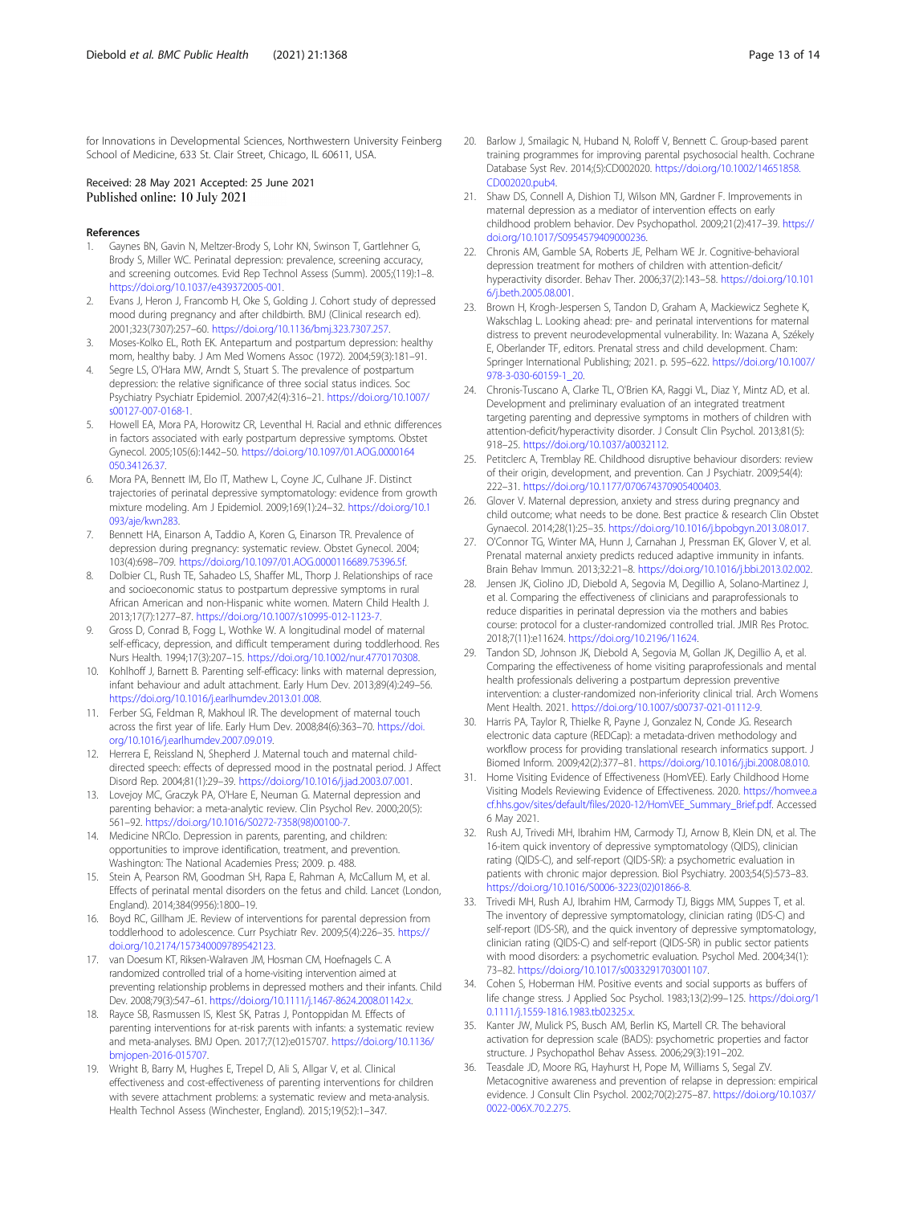for Innovations in Developmental Sciences, Northwestern University Feinberg School of Medicine, 633 St. Clair Street, Chicago, IL 60611, USA.

Received: 28 May 2021 Accepted: 25 June 2021
Published online: 10 July 2021

## References

1. Gaynes BN, Gavin N, Meltzer-Brody S, Lohr KN, Swinson T, Gartlehner G, Brody S, Miller WC. Perinatal depression: prevalence, screening accuracy, and screening outcomes. Evid Rep Technol Assess (Summ). 2005;(119):1–8. https://doi.org/10.1037/e439372005-001.
2. Evans J, Heron J, Francomb H, Oke S, Golding J. Cohort study of depressed mood during pregnancy and after childbirth. BMJ (Clinical research ed). 2001;323(7307):257–60. https://doi.org/10.1136/bmj.323.7307.257.
3. Moses-Kolko EL, Roth EK. Antepartum and postpartum depression: healthy mom, healthy baby. J Am Med Womens Assoc (1972). 2004;59(3):181–91.
4. Segre LS, O'Hara MW, Arndt S, Stuart S. The prevalence of postpartum depression: the relative significance of three social status indices. Soc Psychiatry Psychiatr Epidemiol. 2007;42(4):316–21. https://doi.org/10.1007/s00127-007-0168-1.
5. Howell EA, Mora PA, Horowitz CR, Leventhal H. Racial and ethnic differences in factors associated with early postpartum depressive symptoms. Obstet Gynecol. 2005;105(6):1442–50. https://doi.org/10.1097/01.AOG.0000164050.34126.37.
6. Mora PA, Bennett IM, Elo IT, Mathew L, Coyne JC, Culhane JF. Distinct trajectories of perinatal depressive symptomatology: evidence from growth mixture modeling. Am J Epidemiol. 2009;169(1):24–32. https://doi.org/10.1093/aje/kwn283.
7. Bennett HA, Einarson A, Taddio A, Koren G, Einarson TR. Prevalence of depression during pregnancy: systematic review. Obstet Gynecol. 2004;103(4):698–709. https://doi.org/10.1097/01.AOG.0000116689.75396.5f.
8. Dolbier CL, Rush TE, Sahadeo LS, Shaffer ML, Thorp J. Relationships of race and socioeconomic status to postpartum depressive symptoms in rural African American and non-Hispanic white women. Matern Child Health J. 2013;17(7):1277–87. https://doi.org/10.1007/s10995-012-1123-7.
9. Gross D, Conrad B, Fogg L, Wothke W. A longitudinal model of maternal self-efficacy, depression, and difficult temperament during toddlerhood. Res Nurs Health. 1994;17(3):207–15. https://doi.org/10.1002/nur.4770170308.
10. Kohlhoff J, Barnett B. Parenting self-efficacy: links with maternal depression, infant behaviour and adult attachment. Early Hum Dev. 2013;89(4):249–56. https://doi.org/10.1016/j.earlhumdev.2013.01.008.
11. Ferber SG, Feldman R, Makhoul IR. The development of maternal touch across the first year of life. Early Hum Dev. 2008;84(6):363–70. https://doi.org/10.1016/j.earlhumdev.2007.09.019.
12. Herrera E, Reissland N, Shepherd J. Maternal touch and maternal child-directed speech: effects of depressed mood in the postnatal period. J Affect Disord Rep. 2004;81(1):29–39. https://doi.org/10.1016/j.jad.2003.07.001.
13. Lovejoy MC, Graczyk PA, O'Hare E, Neuman G. Maternal depression and parenting behavior: a meta-analytic review. Clin Psychol Rev. 2000;20(5):561–92. https://doi.org/10.1016/S0272-7358(98)00100-7.
14. Medicine NRCIo. Depression in parents, parenting, and children: opportunities to improve identification, treatment, and prevention. Washington: The National Academies Press; 2009. p. 488.
15. Stein A, Pearson RM, Goodman SH, Rapa E, Rahman A, McCallum M, et al. Effects of perinatal mental disorders on the fetus and child. Lancet (London, England). 2014;384(9956):1800–19.
16. Boyd RC, Gillham JE. Review of interventions for parental depression from toddlerhood to adolescence. Curr Psychiatr Rev. 2009;5(4):226–35. https://doi.org/10.2174/157340009789542123.
17. van Doesum KT, Riksen-Walraven JM, Hosman CM, Hoefnagels C. A randomized controlled trial of a home-visiting intervention aimed at preventing relationship problems in depressed mothers and their infants. Child Dev. 2008;79(3):547–61. https://doi.org/10.1111/j.1467-8624.2008.01142.x.
18. Rayce SB, Rasmussen IS, Klest SK, Patras J, Pontoppidan M. Effects of parenting interventions for at-risk parents with infants: a systematic review and meta-analyses. BMJ Open. 2017;7(12):e015707. https://doi.org/10.1136/bmjopen-2016-015707.
19. Wright B, Barry M, Hughes E, Trepel D, Ali S, Allgar V, et al. Clinical effectiveness and cost-effectiveness of parenting interventions for children with severe attachment problems: a systematic review and meta-analysis. Health Technol Assess (Winchester, England). 2015;19(52):1–347.
20. Barlow J, Smailagic N, Huband N, Roloff V, Bennett C. Group-based parent training programmes for improving parental psychosocial health. Cochrane Database Syst Rev. 2014;(5):CD002020. https://doi.org/10.1002/14651858.CD002020.pub4.
21. Shaw DS, Connell A, Dishion TJ, Wilson MN, Gardner F. Improvements in maternal depression as a mediator of intervention effects on early childhood problem behavior. Dev Psychopathol. 2009;21(2):417–39. https://doi.org/10.1017/S0954579409000236.
22. Chronis AM, Gamble SA, Roberts JE, Pelham WE Jr. Cognitive-behavioral depression treatment for mothers of children with attention-deficit/hyperactivity disorder. Behav Ther. 2006;37(2):143–58. https://doi.org/10.1016/j.beth.2005.08.001.
23. Brown H, Krogh-Jespersen S, Tandon D, Graham A, Mackiewicz Seghete K, Wakschlag L. Looking ahead: pre- and perinatal interventions for maternal distress to prevent neurodevelopmental vulnerability. In: Wazana A, Székely E, Oberlander TF, editors. Prenatal stress and child development. Cham: Springer International Publishing; 2021. p. 595–622. https://doi.org/10.1007/978-3-030-60159-1_20.
24. Chronis-Tuscano A, Clarke TL, O'Brien KA, Raggi VL, Diaz Y, Mintz AD, et al. Development and preliminary evaluation of an integrated treatment targeting parenting and depressive symptoms in mothers of children with attention-deficit/hyperactivity disorder. J Consult Clin Psychol. 2013;81(5):918–25. https://doi.org/10.1037/a0032112.
25. Petitclerc A, Tremblay RE. Childhood disruptive behaviour disorders: review of their origin, development, and prevention. Can J Psychiatr. 2009;54(4):222–31. https://doi.org/10.1177/070674370905400403.
26. Glover V. Maternal depression, anxiety and stress during pregnancy and child outcome; what needs to be done. Best practice & research Clin Obstet Gynaecol. 2014;28(1):25–35. https://doi.org/10.1016/j.bpobgyn.2013.08.017.
27. O'Connor TG, Winter MA, Hunn J, Carnahan J, Pressman EK, Glover V, et al. Prenatal maternal anxiety predicts reduced adaptive immunity in infants. Brain Behav Immun. 2013;32:21–8. https://doi.org/10.1016/j.bbi.2013.02.002.
28. Jensen JK, Ciolino JD, Diebold A, Segovia M, Degillio A, Solano-Martinez J, et al. Comparing the effectiveness of clinicians and paraprofessionals to reduce disparities in perinatal depression via the mothers and babies course: protocol for a cluster-randomized controlled trial. JMIR Res Protoc. 2018;7(11):e11624. https://doi.org/10.2196/11624.
29. Tandon SD, Johnson JK, Diebold A, Segovia M, Gollan JK, Degillio A, et al. Comparing the effectiveness of home visiting paraprofessionals and mental health professionals delivering a postpartum depression preventive intervention: a cluster-randomized non-inferiority clinical trial. Arch Womens Ment Health. 2021. https://doi.org/10.1007/s00737-021-01112-9.
30. Harris PA, Taylor R, Thielke R, Payne J, Gonzalez N, Conde JG. Research electronic data capture (REDCap): a metadata-driven methodology and workflow process for providing translational research informatics support. J Biomed Inform. 2009;42(2):377–81. https://doi.org/10.1016/j.jbi.2008.08.010.
31. Home Visiting Evidence of Effectiveness (HomVEE). Early Childhood Home Visiting Models Reviewing Evidence of Effectiveness. 2020. https://homvee.acf.hhs.gov/sites/default/files/2020-12/HomVEE_Summary_Brief.pdf. Accessed 6 May 2021.
32. Rush AJ, Trivedi MH, Ibrahim HM, Carmody TJ, Arnow B, Klein DN, et al. The 16-item quick inventory of depressive symptomatology (QIDS), clinician rating (QIDS-C), and self-report (QIDS-SR): a psychometric evaluation in patients with chronic major depression. Biol Psychiatry. 2003;54(5):573–83. https://doi.org/10.1016/S0006-3223(02)01866-8.
33. Trivedi MH, Rush AJ, Ibrahim HM, Carmody TJ, Biggs MM, Suppes T, et al. The inventory of depressive symptomatology, clinician rating (IDS-C) and self-report (IDS-SR), and the quick inventory of depressive symptomatology, clinician rating (QIDS-C) and self-report (QIDS-SR) in public sector patients with mood disorders: a psychometric evaluation. Psychol Med. 2004;34(1):73–82. https://doi.org/10.1017/s0033291703001107.
34. Cohen S, Hoberman HM. Positive events and social supports as buffers of life change stress. J Applied Soc Psychol. 1983;13(2):99–125. https://doi.org/10.1111/j.1559-1816.1983.tb02325.x.
35. Kanter JW, Mulick PS, Busch AM, Berlin KS, Martell CR. The behavioral activation for depression scale (BADS): psychometric properties and factor structure. J Psychopathol Behav Assess. 2006;29(3):191–202.
36. Teasdale JD, Moore RG, Hayhurst H, Pope M, Williams S, Segal ZV. Metacognitive awareness and prevention of relapse in depression: empirical evidence. J Consult Clin Psychol. 2002;70(2):275–87. https://doi.org/10.1037/0022-006X.70.2.275.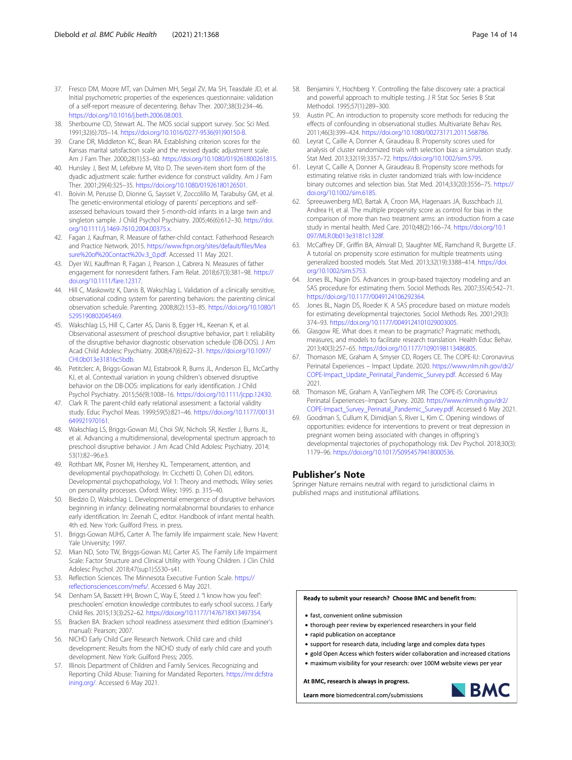37. Fresco DM, Moore MT, van Dulmen MH, Segal ZV, Ma SH, Teasdale JD, et al. Initial psychometric properties of the experiences questionnaire: validation of a self-report measure of decentering. Behav Ther. 2007;38(3):234–46. https://doi.org/10.1016/j.beth.2006.08.003.
38. Sherbourne CD, Stewart AL. The MOS social support survey. Soc Sci Med. 1991;32(6):705–14. https://doi.org/10.1016/0277-9536(91)90150-B.
39. Crane DR, Middleton KC, Bean RA. Establishing criterion scores for the Kansas marital satisfaction scale and the revised dyadic adjustment scale. Am J Fam Ther. 2000;28(1):53–60. https://doi.org/10.1080/019261800261815.
40. Hunsley J, Best M, Lefebvre M, Vito D. The seven-item short form of the dyadic adjustment scale: further evidence for construct validity. Am J Fam Ther. 2001;29(4):325–35. https://doi.org/10.1080/01926180126501.
41. Boivin M, Perusse D, Dionne G, Saysset V, Zoccolillo M, Tarabulsy GM, et al. The genetic-environmental etiology of parents' perceptions and self-assessed behaviours toward their 5-month-old infants in a large twin and singleton sample. J Child Psychol Psychiatry. 2005;46(6):612–30. https://doi.org/10.1111/j.1469-7610.2004.00375.x.
42. Fagan J, Kaufman, R. Measure of father-child contact. Fatherhood Research and Practice Network. 2015. https://www.frpn.org/sites/default/files/Measure%20of%20Contact%20v.3_0.pdf. Accessed 11 May 2021.
43. Dyer WJ, Kauffman R, Fagan J, Pearson J, Cabrera N. Measures of father engagement for nonresident fathers. Fam Relat. 2018;67(3):381–98. https://doi.org/10.1111/fare.12317.
44. Hill C, Maskowitz K, Danis B, Wakschlag L. Validation of a clinically sensitive, observational coding system for parenting behaviors: the parenting clinical observation schedule. Parenting. 2008;8(2):153–85. https://doi.org/10.1080/15295190802045469.
45. Wakschlag LS, Hill C, Carter AS, Danis B, Egger HL, Keenan K, et al. Observational assessment of preschool disruptive behavior, part I: reliability of the disruptive behavior diagnostic observation schedule (DB-DOS). J Am Acad Child Adolesc Psychiatry. 2008;47(6):622–31. https://doi.org/10.1097/CHI.0b013e31816c5bdb.
46. Petitclerc A, Briggs-Gowan MJ, Estabrook R, Burns JL, Anderson EL, McCarthy KJ, et al. Contextual variation in young children's observed disruptive behavior on the DB-DOS: implications for early identification. J Child Psychol Psychiatry. 2015;56(9):1008–16. https://doi.org/10.1111/jcpp.12430.
47. Clark R. The parent-child early relational assessment: a factorial validity study. Educ Psychol Meas. 1999;59(5):821–46. https://doi.org/10.1177/00131649921970161.
48. Wakschlag LS, Briggs-Gowan MJ, Choi SW, Nichols SR, Kestler J, Burns JL, et al. Advancing a multidimensional, developmental spectrum approach to preschool disruptive behavior. J Am Acad Child Adolesc Psychiatry. 2014;53(1):82–96.e3.
49. Rothbart MK, Posner MI, Hershey KL. Temperament, attention, and developmental psychopathology. In: Cicchetti D, Cohen DJ, editors. Developmental psychopathology, Vol 1: Theory and methods. Wiley series on personality processes. Oxford: Wiley; 1995. p. 315–40.
50. Biedzio D, Wakschlag L. Developmental emergence of disruptive behaviors beginning in infancy: delineating normal:abnormal boundaries to enhance early identification. In: Zeenah C, editor. Handbook of infant mental health. 4th ed. New York: Guilford Press. in press.
51. Briggs-Gowan MJHS, Carter A. The family life impairment scale. New Havent: Yale University; 1997.
52. Mian ND, Soto TW, Briggs-Gowan MJ, Carter AS. The Family Life Impairment Scale: Factor Structure and Clinical Utility with Young Children. J Clin Child Adolesc Psychol. 2018;47(sup1):S530–s41.
53. Reflection Sciences. The Minnesota Executive Funtion Scale. https://reflectionsciences.com/mefs/. Accessed 6 May 2021.
54. Denham SA, Bassett HH, Brown C, Way E, Steed J. "I know how you feel": preschoolers' emotion knowledge contributes to early school success. J Early Child Res. 2015;13(3):252–62. https://doi.org/10.1177/1476718X13497354.
55. Bracken BA. Bracken school readiness assessment third edition (Examiner's manual): Pearson; 2007.
56. NICHD Early Child Care Research Network. Child care and child development: Results from the NICHD study of early child care and youth development. New York: Guilford Press; 2005.
57. Illinois Department of Children and Family Services. Recognizing and Reporting Child Abuse: Training for Mandated Reporters. https://mr.dcfstraining.org/. Accessed 6 May 2021.
58. Benjamini Y, Hochberg Y. Controlling the false discovery rate: a practical and powerful approach to multiple testing. J R Stat Soc Series B Stat Methodol. 1995;57(1):289–300.
59. Austin PC. An introduction to propensity score methods for reducing the effects of confounding in observational studies. Multivariate Behav Res. 2011;46(3):399–424. https://doi.org/10.1080/00273171.2011.568786.
60. Leyrat C, Caille A, Donner A, Giraudeau B. Propensity scores used for analysis of cluster randomized trials with selection bias: a simulation study. Stat Med. 2013;32(19):3357–72. https://doi.org/10.1002/sim.5795.
61. Leyrat C, Caille A, Donner A, Giraudeau B. Propensity score methods for estimating relative risks in cluster randomized trials with low-incidence binary outcomes and selection bias. Stat Med. 2014;33(20):3556–75. https://doi.org/10.1002/sim.6185.
62. Spreeuwenberg MD, Bartak A, Croon MA, Hagenaars JA, Busschbach JJ, Andrea H, et al. The multiple propensity score as control for bias in the comparison of more than two treatment arms: an introduction from a case study in mental health. Med Care. 2010;48(2):166–74. https://doi.org/10.1097/MLR.0b013e3181c1328f.
63. McCaffrey DF, Griffin BA, Almirall D, Slaughter ME, Ramchand R, Burgette LF. A tutorial on propensity score estimation for multiple treatments using generalized boosted models. Stat Med. 2013;32(19):3388–414. https://doi.org/10.1002/sim.5753.
64. Jones BL, Nagin DS. Advances in group-based trajectory modeling and an SAS procedure for estimating them. Sociol Methods Res. 2007;35(4):542–71. https://doi.org/10.1177/0049124106292364.
65. Jones BL, Nagin DS, Roeder K. A SAS procedure based on mixture models for estimating developmental trajectories. Sociol Methods Res. 2001;29(3):374–93. https://doi.org/10.1177/0049124101029003005.
66. Glasgow RE. What does it mean to be pragmatic? Pragmatic methods, measures, and models to facilitate research translation. Health Educ Behav. 2013;40(3):257–65. https://doi.org/10.1177/1090198113486805.
67. Thomason ME, Graham A, Smyser CD, Rogers CE. The COPE-IU: Coronavirus Perinatal Experiences – Impact Update. 2020. https://www.nlm.nih.gov/dr2/COPE-Impact_Update_Perinatal_Pandemic_Survey.pdf. Accessed 6 May 2021.
68. Thomason ME, Graham A, VanTieghem MR. The COPE-IS: Coronavirus Perinatal Experiences--Impact Survey. 2020. https://www.nlm.nih.gov/dr2/COPE-Impact_Survey_Perinatal_Pandemic_Survey.pdf. Accessed 6 May 2021.
69. Goodman S, Cullum K, Dimidjian S, River L, Kim C. Opening windows of opportunities: evidence for interventions to prevent or treat depression in pregnant women being associated with changes in offspring's developmental trajectories of psychopathology risk. Dev Psychol. 2018;30(3):1179–96. https://doi.org/10.1017/S0954579418000536.

## Publisher's Note

Springer Nature remains neutral with regard to jurisdictional claims in published maps and institutional affiliations.

**Ready to submit your research? Choose BMC and benefit from:**

- fast, convenient online submission
- thorough peer review by experienced researchers in your field
- rapid publication on acceptance
- support for research data, including large and complex data types
- gold Open Access which fosters wider collaboration and increased citations
- maximum visibility for your research: over 100M website views per year

**At BMC, research is always in progress.**

**Learn more** biomedcentral.com/submissions

BMC